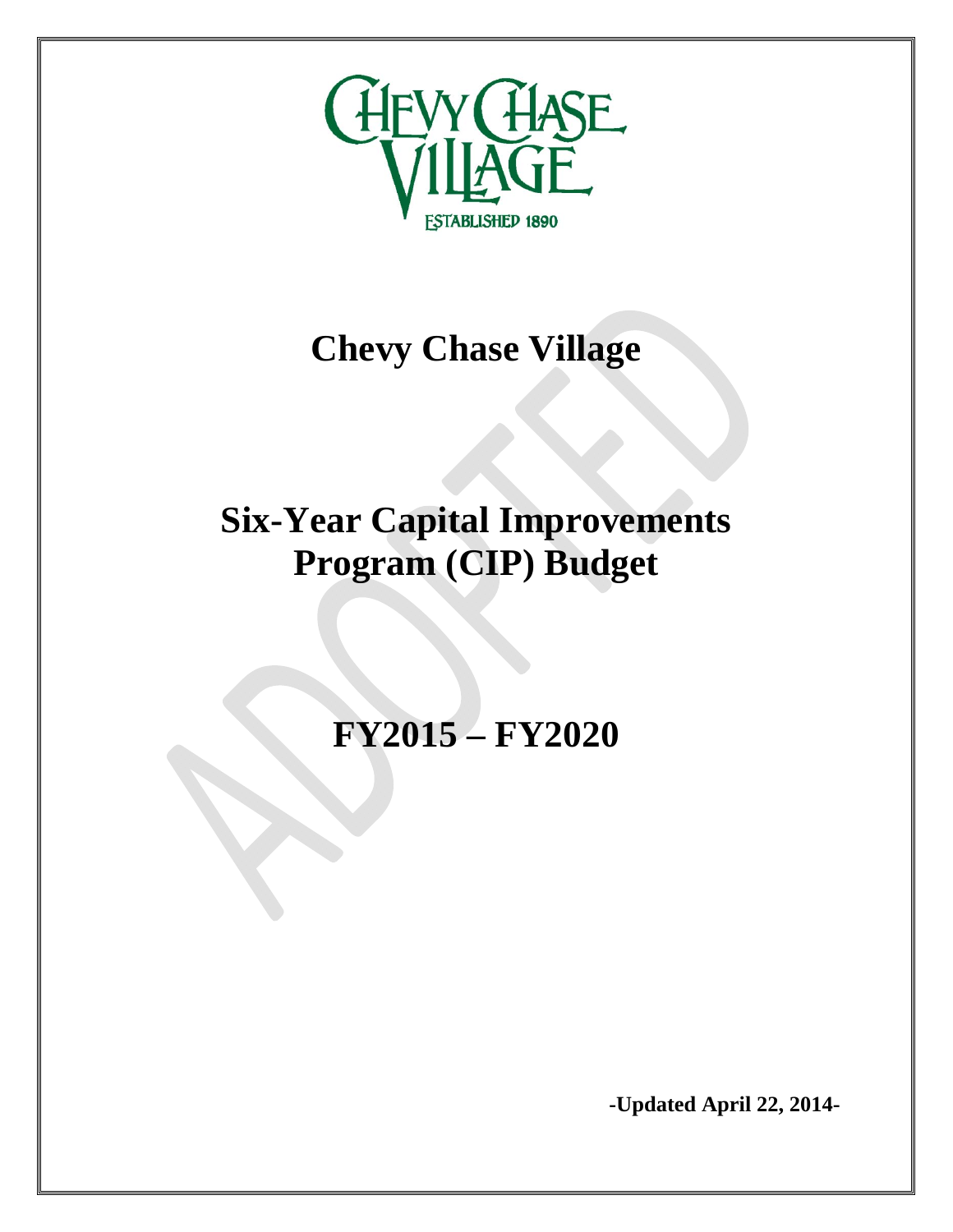CHEVY CHASE VILLAGE

ESTABLISHED 1890

# Chevy Chase Village

# Six-Year Capital Improvements Program (CIP) Budget

# FY2015 – FY2020

**-Updated April 22, 2014-**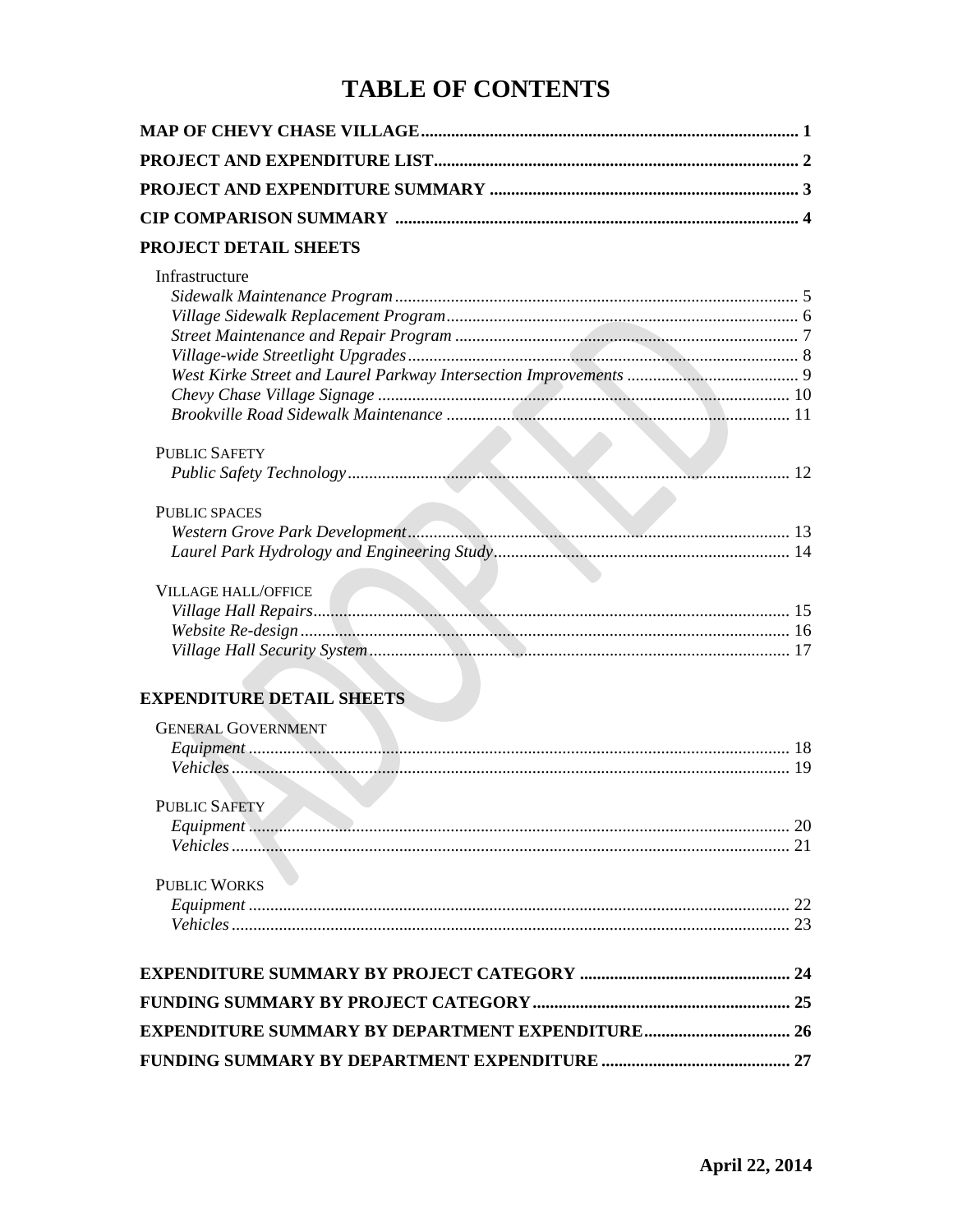# TABLE OF CONTENTS

**MAP OF CHEVY CHASE VILLAGE** .......... 1

**PROJECT AND EXPENDITURE LIST** .......... 2

**PROJECT AND EXPENDITURE SUMMARY** .......... 3

**CIP COMPARISON SUMMARY** .......... 4

**PROJECT DETAIL SHEETS**

Infrastructure

- *Sidewalk Maintenance Program* .......... 5
- *Village Sidewalk Replacement Program* .......... 6
- *Street Maintenance and Repair Program* .......... 7
- *Village-wide Streetlight Upgrades* .......... 8
- *West Kirke Street and Laurel Parkway Intersection Improvements* .......... 9
- *Chevy Chase Village Signage* .......... 10
- *Brookville Road Sidewalk Maintenance* .......... 11

PUBLIC SAFETY

- *Public Safety Technology* .......... 12

PUBLIC SPACES

- *Western Grove Park Development* .......... 13
- *Laurel Park Hydrology and Engineering Study* .......... 14

VILLAGE HALL/OFFICE

- *Village Hall Repairs* .......... 15
- *Website Re-design* .......... 16
- *Village Hall Security System* .......... 17

**EXPENDITURE DETAIL SHEETS**

GENERAL GOVERNMENT

- *Equipment* .......... 18
- *Vehicles* .......... 19

PUBLIC SAFETY

- *Equipment* .......... 20
- *Vehicles* .......... 21

PUBLIC WORKS

- *Equipment* .......... 22
- *Vehicles* .......... 23

**EXPENDITURE SUMMARY BY PROJECT CATEGORY** .......... 24

**FUNDING SUMMARY BY PROJECT CATEGORY** .......... 25

**EXPENDITURE SUMMARY BY DEPARTMENT EXPENDITURE** .......... 26

**FUNDING SUMMARY BY DEPARTMENT EXPENDITURE** .......... 27

**April 22, 2014**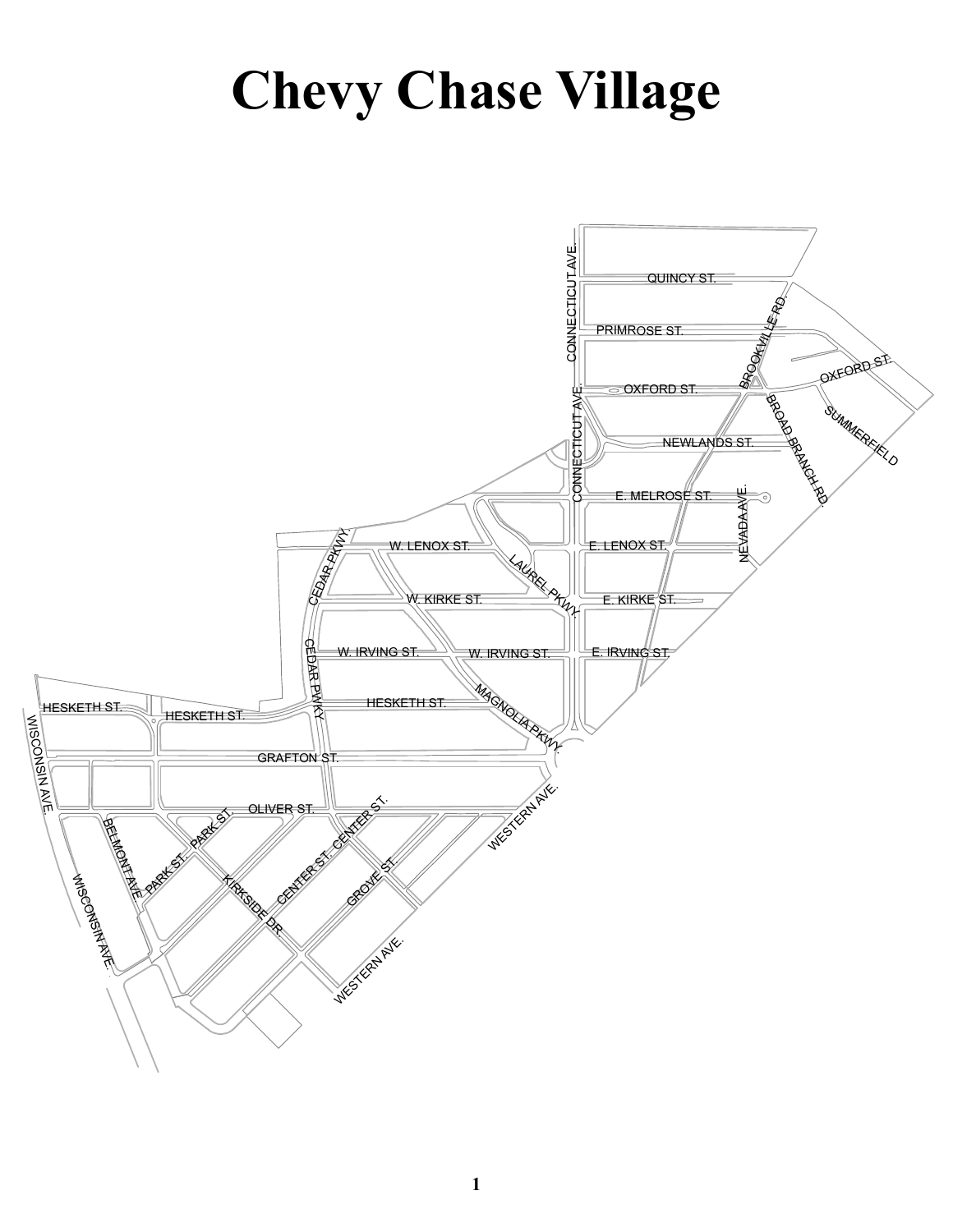# Chevy Chase Village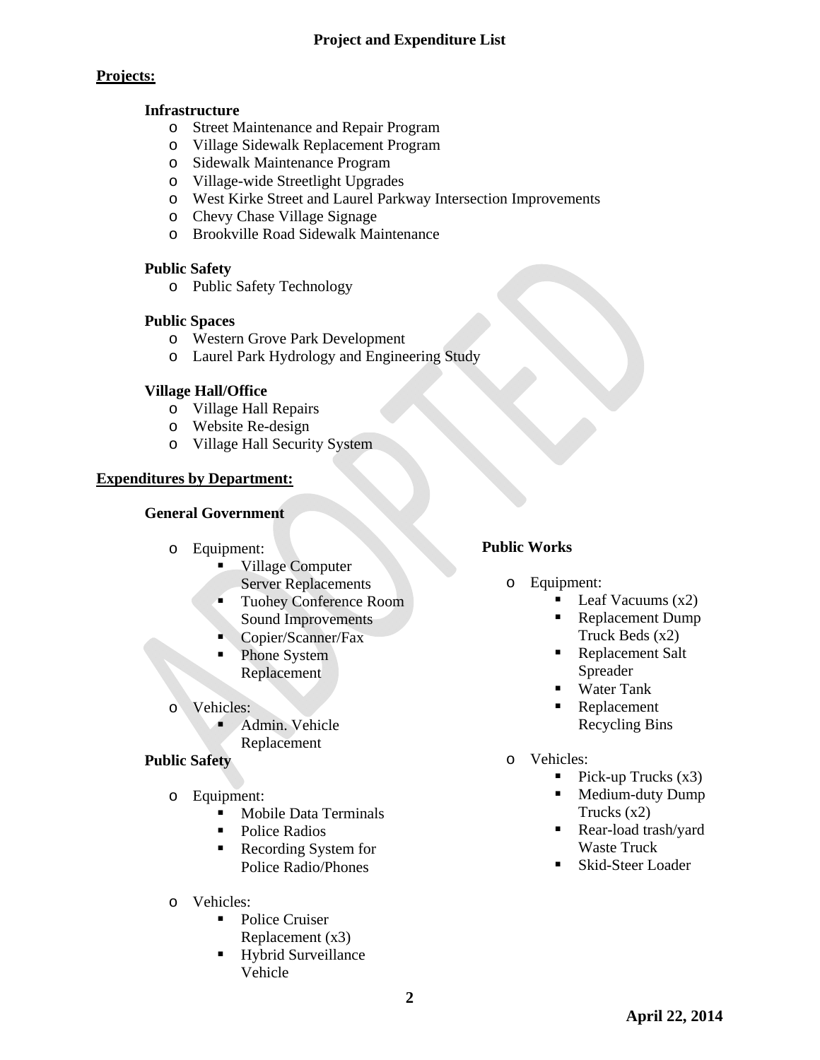# Project and Expenditure List

## Projects:

### Infrastructure

- Street Maintenance and Repair Program
- Village Sidewalk Replacement Program
- Sidewalk Maintenance Program
- Village-wide Streetlight Upgrades
- West Kirke Street and Laurel Parkway Intersection Improvements
- Chevy Chase Village Signage
- Brookville Road Sidewalk Maintenance

### Public Safety

- Public Safety Technology

### Public Spaces

- Western Grove Park Development
- Laurel Park Hydrology and Engineering Study

### Village Hall/Office

- Village Hall Repairs
- Website Re-design
- Village Hall Security System

## Expenditures by Department:

### General Government

- Equipment:
  - Village Computer Server Replacements
  - Tuohey Conference Room Sound Improvements
  - Copier/Scanner/Fax
  - Phone System Replacement
- Vehicles:
  - Admin. Vehicle Replacement

### Public Safety

- Equipment:
  - Mobile Data Terminals
  - Police Radios
  - Recording System for Police Radio/Phones
- Vehicles:
  - Police Cruiser Replacement (x3)
  - Hybrid Surveillance Vehicle

### Public Works

- Equipment:
  - Leaf Vacuums (x2)
  - Replacement Dump Truck Beds (x2)
  - Replacement Salt Spreader
  - Water Tank
  - Replacement Recycling Bins
- Vehicles:
  - Pick-up Trucks (x3)
  - Medium-duty Dump Trucks (x2)
  - Rear-load trash/yard Waste Truck
  - Skid-Steer Loader

April 22, 2014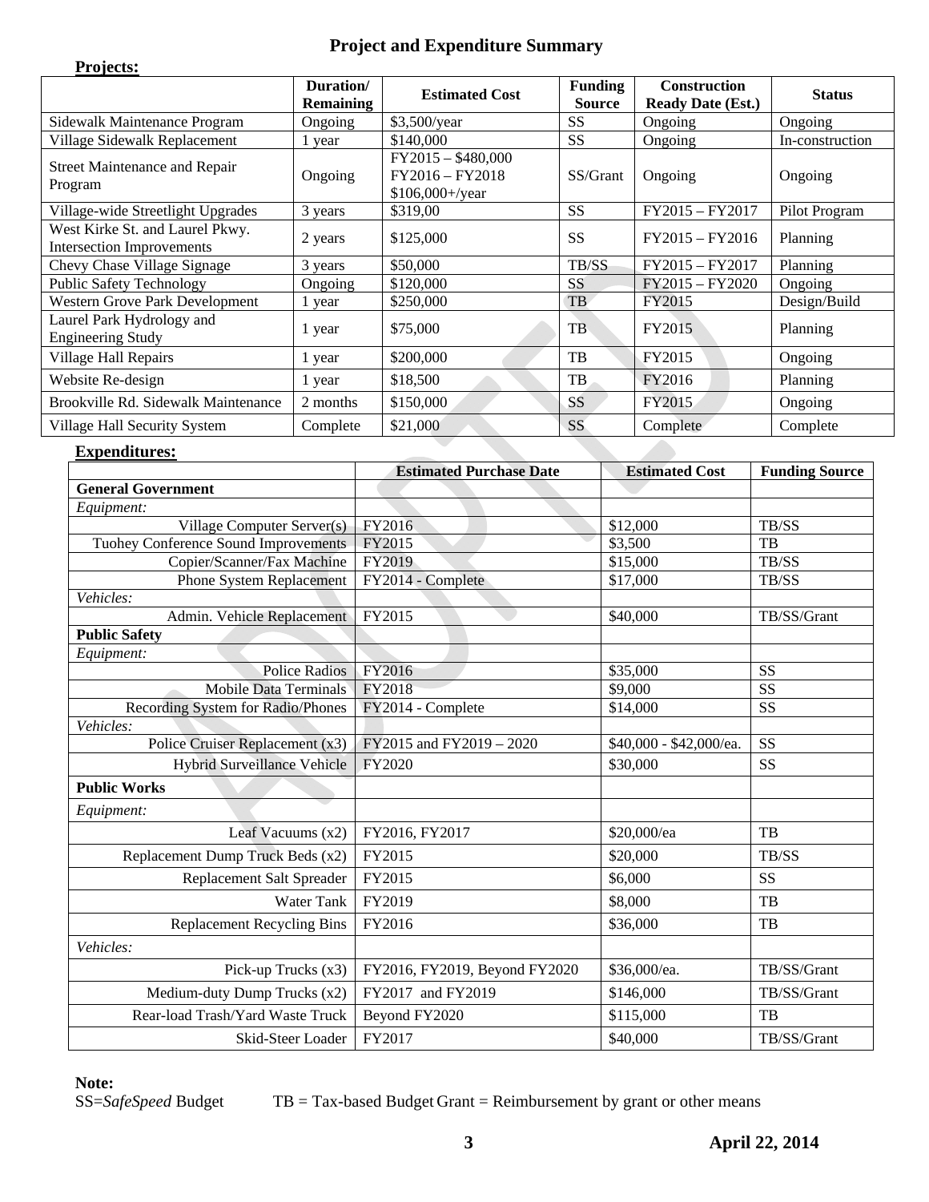# Project and Expenditure Summary

**Projects:**

| | Duration/ Remaining | Estimated Cost | Funding Source | Construction Ready Date (Est.) | Status |
|---|---|---|---|---|---|
| Sidewalk Maintenance Program | Ongoing | \$3,500/year | SS | Ongoing | Ongoing |
| Village Sidewalk Replacement | 1 year | \$140,000 | SS | Ongoing | In-construction |
| Street Maintenance and Repair Program | Ongoing | FY2015 – \$480,000 FY2016 – FY2018 \$106,000+/year | SS/Grant | Ongoing | Ongoing |
| Village-wide Streetlight Upgrades | 3 years | \$319,00 | SS | FY2015 – FY2017 | Pilot Program |
| West Kirke St. and Laurel Pkwy. Intersection Improvements | 2 years | \$125,000 | SS | FY2015 – FY2016 | Planning |
| Chevy Chase Village Signage | 3 years | \$50,000 | TB/SS | FY2015 – FY2017 | Planning |
| Public Safety Technology | Ongoing | \$120,000 | SS | FY2015 – FY2020 | Ongoing |
| Western Grove Park Development | 1 year | \$250,000 | TB | FY2015 | Design/Build |
| Laurel Park Hydrology and Engineering Study | 1 year | \$75,000 | TB | FY2015 | Planning |
| Village Hall Repairs | 1 year | \$200,000 | TB | FY2015 | Ongoing |
| Website Re-design | 1 year | \$18,500 | TB | FY2016 | Planning |
| Brookville Rd. Sidewalk Maintenance | 2 months | \$150,000 | SS | FY2015 | Ongoing |
| Village Hall Security System | Complete | \$21,000 | SS | Complete | Complete |

**Expenditures:**

| | Estimated Purchase Date | Estimated Cost | Funding Source |
|---|---|---|---|
| **General Government** | | | |
| *Equipment:* | | | |
| Village Computer Server(s) | FY2016 | \$12,000 | TB/SS |
| Tuohey Conference Sound Improvements | FY2015 | \$3,500 | TB |
| Copier/Scanner/Fax Machine | FY2019 | \$15,000 | TB/SS |
| Phone System Replacement | FY2014 - Complete | \$17,000 | TB/SS |
| *Vehicles:* | | | |
| Admin. Vehicle Replacement | FY2015 | \$40,000 | TB/SS/Grant |
| **Public Safety** | | | |
| *Equipment:* | | | |
| Police Radios | FY2016 | \$35,000 | SS |
| Mobile Data Terminals | FY2018 | \$9,000 | SS |
| Recording System for Radio/Phones | FY2014 - Complete | \$14,000 | SS |
| *Vehicles:* | | | |
| Police Cruiser Replacement (x3) | FY2015 and FY2019 – 2020 | \$40,000 - \$42,000/ea. | SS |
| Hybrid Surveillance Vehicle | FY2020 | \$30,000 | SS |
| **Public Works** | | | |
| *Equipment:* | | | |
| Leaf Vacuums (x2) | FY2016, FY2017 | \$20,000/ea | TB |
| Replacement Dump Truck Beds (x2) | FY2015 | \$20,000 | TB/SS |
| Replacement Salt Spreader | FY2015 | \$6,000 | SS |
| Water Tank | FY2019 | \$8,000 | TB |
| Replacement Recycling Bins | FY2016 | \$36,000 | TB |
| *Vehicles:* | | | |
| Pick-up Trucks (x3) | FY2016, FY2019, Beyond FY2020 | \$36,000/ea. | TB/SS/Grant |
| Medium-duty Dump Trucks (x2) | FY2017 and FY2019 | \$146,000 | TB/SS/Grant |
| Rear-load Trash/Yard Waste Truck | Beyond FY2020 | \$115,000 | TB |
| Skid-Steer Loader | FY2017 | \$40,000 | TB/SS/Grant |

**Note:**
SS=*SafeSpeed* Budget TB = Tax-based Budget Grant = Reimbursement by grant or other means

April 22, 2014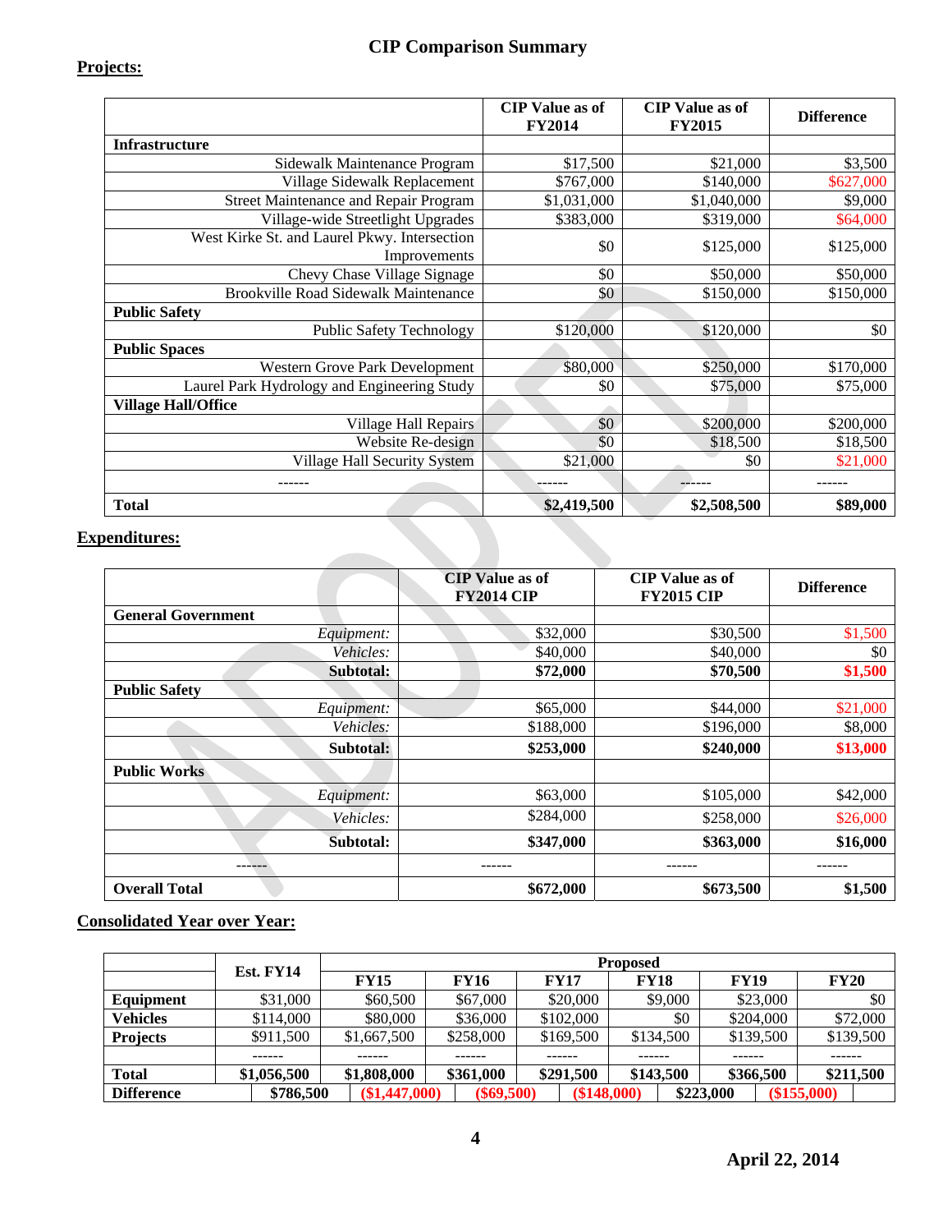# CIP Comparison Summary

## Projects:

| | CIP Value as of FY2014 | CIP Value as of FY2015 | Difference |
|---|---|---|---|
| **Infrastructure** | | | |
| Sidewalk Maintenance Program | $17,500 | $21,000 | $3,500 |
| Village Sidewalk Replacement | $767,000 | $140,000 | $627,000 |
| Street Maintenance and Repair Program | $1,031,000 | $1,040,000 | $9,000 |
| Village-wide Streetlight Upgrades | $383,000 | $319,000 | $64,000 |
| West Kirke St. and Laurel Pkwy. Intersection Improvements | $0 | $125,000 | $125,000 |
| Chevy Chase Village Signage | $0 | $50,000 | $50,000 |
| Brookville Road Sidewalk Maintenance | $0 | $150,000 | $150,000 |
| **Public Safety** | | | |
| Public Safety Technology | $120,000 | $120,000 | $0 |
| **Public Spaces** | | | |
| Western Grove Park Development | $80,000 | $250,000 | $170,000 |
| Laurel Park Hydrology and Engineering Study | $0 | $75,000 | $75,000 |
| **Village Hall/Office** | | | |
| Village Hall Repairs | $0 | $200,000 | $200,000 |
| Website Re-design | $0 | $18,500 | $18,500 |
| Village Hall Security System | $21,000 | $0 | $21,000 |
| ------ | ------ | ------ | ------ |
| **Total** | **$2,419,500** | **$2,508,500** | **$89,000** |

## Expenditures:

| | CIP Value as of FY2014 CIP | CIP Value as of FY2015 CIP | Difference |
|---|---|---|---|
| **General Government** | | | |
| *Equipment:* | $32,000 | $30,500 | $1,500 |
| *Vehicles:* | $40,000 | $40,000 | $0 |
| **Subtotal:** | **$72,000** | **$70,500** | **$1,500** |
| **Public Safety** | | | |
| *Equipment:* | $65,000 | $44,000 | $21,000 |
| *Vehicles:* | $188,000 | $196,000 | $8,000 |
| **Subtotal:** | **$253,000** | **$240,000** | **$13,000** |
| **Public Works** | | | |
| *Equipment:* | $63,000 | $105,000 | $42,000 |
| *Vehicles:* | $284,000 | $258,000 | $26,000 |
| **Subtotal:** | **$347,000** | **$363,000** | **$16,000** |
| ------ | ------ | ------ | ------ |
| **Overall Total** | **$672,000** | **$673,500** | **$1,500** |

## Consolidated Year over Year:

| | Est. FY14 | Proposed | | | | | |
|---|---|---|---|---|---|---|---|
| | | **FY15** | **FY16** | **FY17** | **FY18** | **FY19** | **FY20** |
| **Equipment** | $31,000 | $60,500 | $67,000 | $20,000 | $9,000 | $23,000 | $0 |
| **Vehicles** | $114,000 | $80,000 | $36,000 | $102,000 | $0 | $204,000 | $72,000 |
| **Projects** | $911,500 | $1,667,500 | $258,000 | $169,500 | $134,500 | $139,500 | $139,500 |
| | ------ | ------ | ------ | ------ | ------ | ------ | ------ |
| **Total** | **$1,056,500** | **$1,808,000** | **$361,000** | **$291,500** | **$143,500** | **$366,500** | **$211,500** |
| **Difference** | **$786,500** | **($1,447,000)** | **($69,500)** | **($148,000)** | **$223,000** | **($155,000)** | |

**April 22, 2014**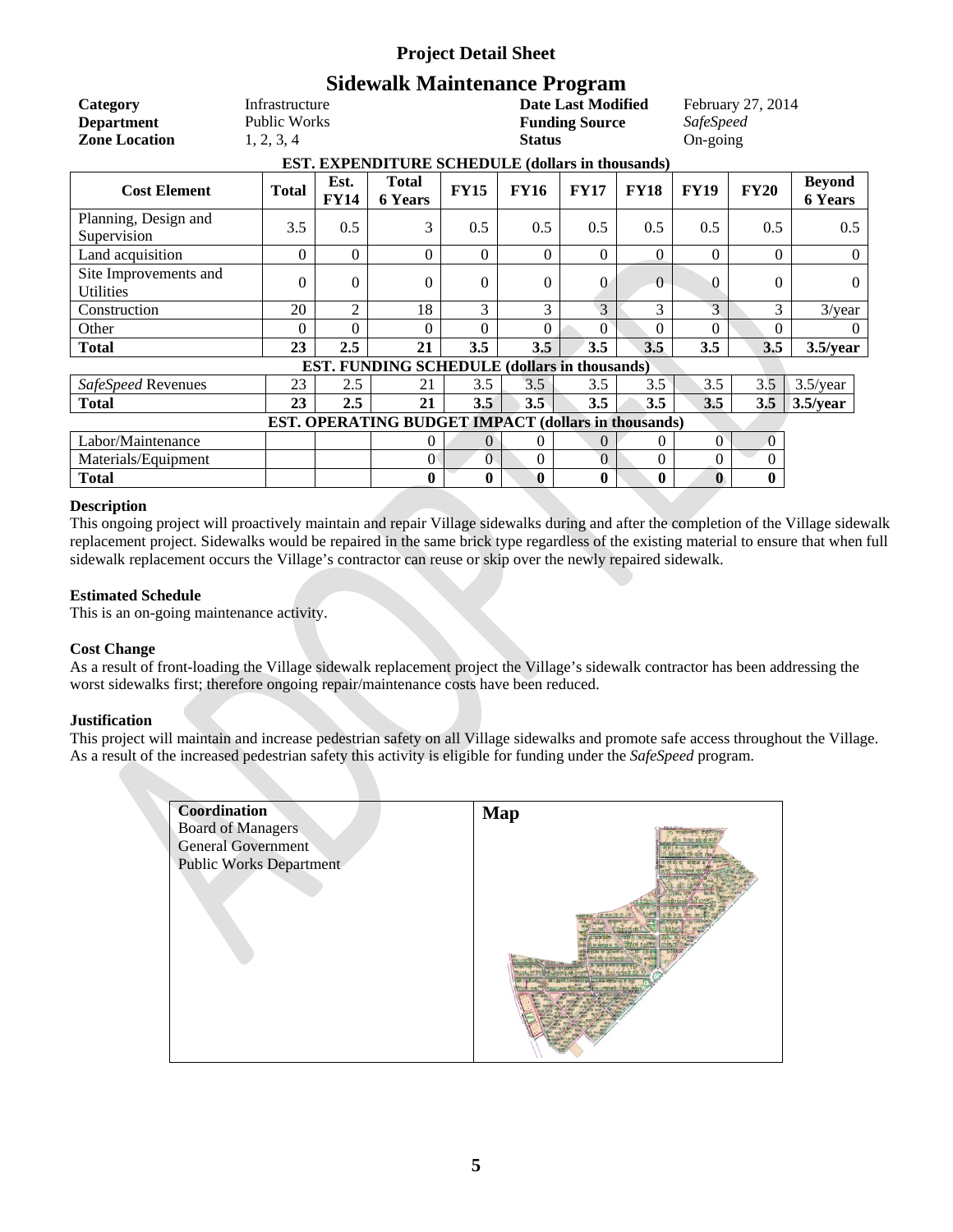# Project Detail Sheet

## Sidewalk Maintenance Program

| | | | |
|---|---|---|---|
| **Category** | Infrastructure | **Date Last Modified** | February 27, 2014 |
| **Department** | Public Works | **Funding Source** | *SafeSpeed* |
| **Zone Location** | 1, 2, 3, 4 | **Status** | On-going |

**EST. EXPENDITURE SCHEDULE (dollars in thousands)**

| Cost Element | Total | Est. FY14 | Total 6 Years | FY15 | FY16 | FY17 | FY18 | FY19 | FY20 | Beyond 6 Years |
|---|---|---|---|---|---|---|---|---|---|---|
| Planning, Design and Supervision | 3.5 | 0.5 | 3 | 0.5 | 0.5 | 0.5 | 0.5 | 0.5 | 0.5 | 0.5 |
| Land acquisition | 0 | 0 | 0 | 0 | 0 | 0 | 0 | 0 | 0 | 0 |
| Site Improvements and Utilities | 0 | 0 | 0 | 0 | 0 | 0 | 0 | 0 | 0 | 0 |
| Construction | 20 | 2 | 18 | 3 | 3 | 3 | 3 | 3 | 3 | 3/year |
| Other | 0 | 0 | 0 | 0 | 0 | 0 | 0 | 0 | 0 | 0 |
| **Total** | **23** | **2.5** | **21** | **3.5** | **3.5** | **3.5** | **3.5** | **3.5** | **3.5** | **3.5/year** |
| **EST. FUNDING SCHEDULE (dollars in thousands)** | | | | | | | | | | |
| *SafeSpeed* Revenues | 23 | 2.5 | 21 | 3.5 | 3.5 | 3.5 | 3.5 | 3.5 | 3.5 | 3.5/year |
| **Total** | **23** | **2.5** | **21** | **3.5** | **3.5** | **3.5** | **3.5** | **3.5** | **3.5** | **3.5/year** |
| **EST. OPERATING BUDGET IMPACT (dollars in thousands)** | | | | | | | | | | |
| Labor/Maintenance | | | 0 | 0 | 0 | 0 | 0 | 0 | 0 | |
| Materials/Equipment | | | 0 | 0 | 0 | 0 | 0 | 0 | 0 | |
| **Total** | | | **0** | **0** | **0** | **0** | **0** | **0** | **0** | |

**Description**

This ongoing project will proactively maintain and repair Village sidewalks during and after the completion of the Village sidewalk replacement project. Sidewalks would be repaired in the same brick type regardless of the existing material to ensure that when full sidewalk replacement occurs the Village's contractor can reuse or skip over the newly repaired sidewalk.

**Estimated Schedule**

This is an on-going maintenance activity.

**Cost Change**

As a result of front-loading the Village sidewalk replacement project the Village's sidewalk contractor has been addressing the worst sidewalks first; therefore ongoing repair/maintenance costs have been reduced.

**Justification**

This project will maintain and increase pedestrian safety on all Village sidewalks and promote safe access throughout the Village. As a result of the increased pedestrian safety this activity is eligible for funding under the *SafeSpeed* program.

**Coordination**
Board of Managers
General Government
Public Works Department

**Map**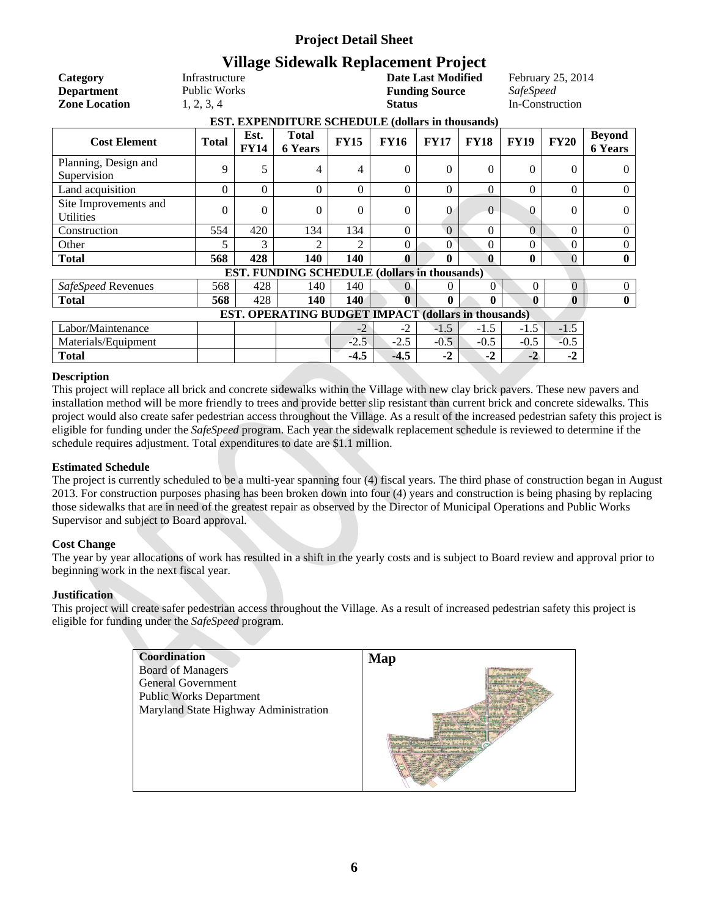# Project Detail Sheet

## Village Sidewalk Replacement Project

| | | | |
|---|---|---|---|
| **Category** | Infrastructure | **Date Last Modified** | February 25, 2014 |
| **Department** | Public Works | **Funding Source** | *SafeSpeed* |
| **Zone Location** | 1, 2, 3, 4 | **Status** | In-Construction |

**EST. EXPENDITURE SCHEDULE (dollars in thousands)**

| Cost Element | Total | Est. FY14 | Total 6 Years | FY15 | FY16 | FY17 | FY18 | FY19 | FY20 | Beyond 6 Years |
|---|---|---|---|---|---|---|---|---|---|---|
| Planning, Design and Supervision | 9 | 5 | 4 | 4 | 0 | 0 | 0 | 0 | 0 | 0 |
| Land acquisition | 0 | 0 | 0 | 0 | 0 | 0 | 0 | 0 | 0 | 0 |
| Site Improvements and Utilities | 0 | 0 | 0 | 0 | 0 | 0 | 0 | 0 | 0 | 0 |
| Construction | 554 | 420 | 134 | 134 | 0 | 0 | 0 | 0 | 0 | 0 |
| Other | 5 | 3 | 2 | 2 | 0 | 0 | 0 | 0 | 0 | 0 |
| **Total** | **568** | **428** | **140** | **140** | **0** | **0** | **0** | **0** | 0 | **0** |
| **EST. FUNDING SCHEDULE (dollars in thousands)** | | | | | | | | | | |
| *SafeSpeed* Revenues | 568 | 428 | 140 | 140 | 0 | 0 | 0 | 0 | 0 | 0 |
| **Total** | **568** | 428 | **140** | **140** | **0** | **0** | **0** | **0** | **0** | **0** |
| **EST. OPERATING BUDGET IMPACT (dollars in thousands)** | | | | | | | | | | |
| Labor/Maintenance | | | | -2 | -2 | -1.5 | -1.5 | -1.5 | -1.5 | |
| Materials/Equipment | | | | -2.5 | -2.5 | -0.5 | -0.5 | -0.5 | -0.5 | |
| **Total** | | | | **-4.5** | **-4.5** | **-2** | **-2** | **-2** | **-2** | |

### Description

This project will replace all brick and concrete sidewalks within the Village with new clay brick pavers. These new pavers and installation method will be more friendly to trees and provide better slip resistant than current brick and concrete sidewalks. This project would also create safer pedestrian access throughout the Village. As a result of the increased pedestrian safety this project is eligible for funding under the *SafeSpeed* program. Each year the sidewalk replacement schedule is reviewed to determine if the schedule requires adjustment. Total expenditures to date are $1.1 million.

### Estimated Schedule

The project is currently scheduled to be a multi-year spanning four (4) fiscal years. The third phase of construction began in August 2013. For construction purposes phasing has been broken down into four (4) years and construction is being phasing by replacing those sidewalks that are in need of the greatest repair as observed by the Director of Municipal Operations and Public Works Supervisor and subject to Board approval.

### Cost Change

The year by year allocations of work has resulted in a shift in the yearly costs and is subject to Board review and approval prior to beginning work in the next fiscal year.

### Justification

This project will create safer pedestrian access throughout the Village. As a result of increased pedestrian safety this project is eligible for funding under the *SafeSpeed* program.

| **Coordination** | **Map** |
|---|---|
| Board of Managers<br>General Government<br>Public Works Department<br>Maryland State Highway Administration | |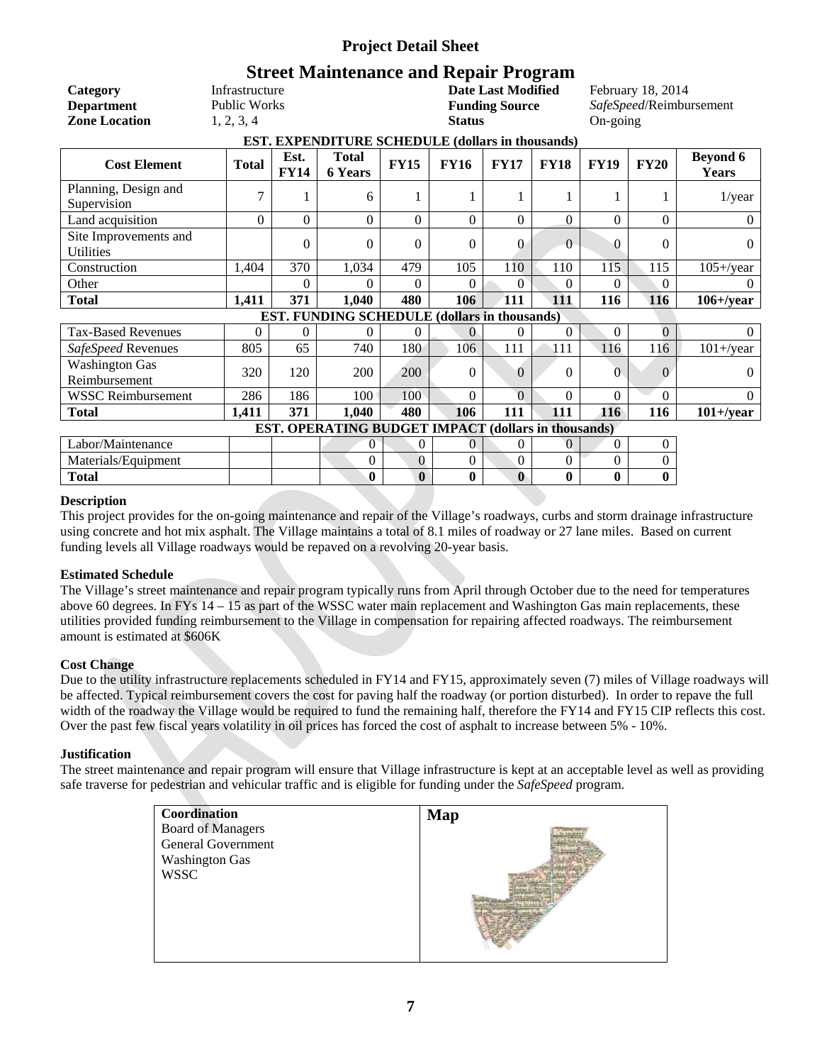# Project Detail Sheet

## Street Maintenance and Repair Program

| | | | |
|---|---|---|---|
| **Category** | Infrastructure | **Date Last Modified** | February 18, 2014 |
| **Department** | Public Works | **Funding Source** | *SafeSpeed*/Reimbursement |
| **Zone Location** | 1, 2, 3, 4 | **Status** | On-going |

**EST. EXPENDITURE SCHEDULE (dollars in thousands)**

| Cost Element | Total | Est. FY14 | Total 6 Years | FY15 | FY16 | FY17 | FY18 | FY19 | FY20 | Beyond 6 Years |
|---|---|---|---|---|---|---|---|---|---|---|
| Planning, Design and Supervision | 7 | 1 | 6 | 1 | 1 | 1 | 1 | 1 | 1 | 1/year |
| Land acquisition | 0 | 0 | 0 | 0 | 0 | 0 | 0 | 0 | 0 | 0 |
| Site Improvements and Utilities | | 0 | 0 | 0 | 0 | 0 | 0 | 0 | 0 | 0 |
| Construction | 1,404 | 370 | 1,034 | 479 | 105 | 110 | 110 | 115 | 115 | 105+/year |
| Other | | 0 | 0 | 0 | 0 | 0 | 0 | 0 | 0 | 0 |
| **Total** | **1,411** | **371** | **1,040** | **480** | **106** | **111** | **111** | **116** | **116** | **106+/year** |

**EST. FUNDING SCHEDULE (dollars in thousands)**

| Funding Source | Total | Est. FY14 | Total 6 Years | FY15 | FY16 | FY17 | FY18 | FY19 | FY20 | Beyond 6 Years |
|---|---|---|---|---|---|---|---|---|---|---|
| Tax-Based Revenues | 0 | 0 | 0 | 0 | 0 | 0 | 0 | 0 | 0 | 0 |
| *SafeSpeed* Revenues | 805 | 65 | 740 | 180 | 106 | 111 | 111 | 116 | 116 | 101+/year |
| Washington Gas Reimbursement | 320 | 120 | 200 | 200 | 0 | 0 | 0 | 0 | 0 | 0 |
| WSSC Reimbursement | 286 | 186 | 100 | 100 | 0 | 0 | 0 | 0 | 0 | 0 |
| **Total** | **1,411** | **371** | **1,040** | **480** | **106** | **111** | **111** | **116** | **116** | **101+/year** |

**EST. OPERATING BUDGET IMPACT (dollars in thousands)**

| Cost Element | Total | Est. FY14 | Total 6 Years | FY15 | FY16 | FY17 | FY18 | FY19 | FY20 |
|---|---|---|---|---|---|---|---|---|---|
| Labor/Maintenance | | | 0 | 0 | 0 | 0 | 0 | 0 | 0 |
| Materials/Equipment | | | 0 | 0 | 0 | 0 | 0 | 0 | 0 |
| **Total** | | | **0** | **0** | **0** | **0** | **0** | **0** | **0** |

### Description

This project provides for the on-going maintenance and repair of the Village's roadways, curbs and storm drainage infrastructure using concrete and hot mix asphalt. The Village maintains a total of 8.1 miles of roadway or 27 lane miles. Based on current funding levels all Village roadways would be repaved on a revolving 20-year basis.

### Estimated Schedule

The Village's street maintenance and repair program typically runs from April through October due to the need for temperatures above 60 degrees. In FYs 14 – 15 as part of the WSSC water main replacement and Washington Gas main replacements, these utilities provided funding reimbursement to the Village in compensation for repairing affected roadways. The reimbursement amount is estimated at $606K

### Cost Change

Due to the utility infrastructure replacements scheduled in FY14 and FY15, approximately seven (7) miles of Village roadways will be affected. Typical reimbursement covers the cost for paving half the roadway (or portion disturbed). In order to repave the full width of the roadway the Village would be required to fund the remaining half, therefore the FY14 and FY15 CIP reflects this cost. Over the past few fiscal years volatility in oil prices has forced the cost of asphalt to increase between 5% - 10%.

### Justification

The street maintenance and repair program will ensure that Village infrastructure is kept at an acceptable level as well as providing safe traverse for pedestrian and vehicular traffic and is eligible for funding under the *SafeSpeed* program.

| Coordination | Map |
|---|---|
| Board of Managers<br>General Government<br>Washington Gas<br>WSSC | |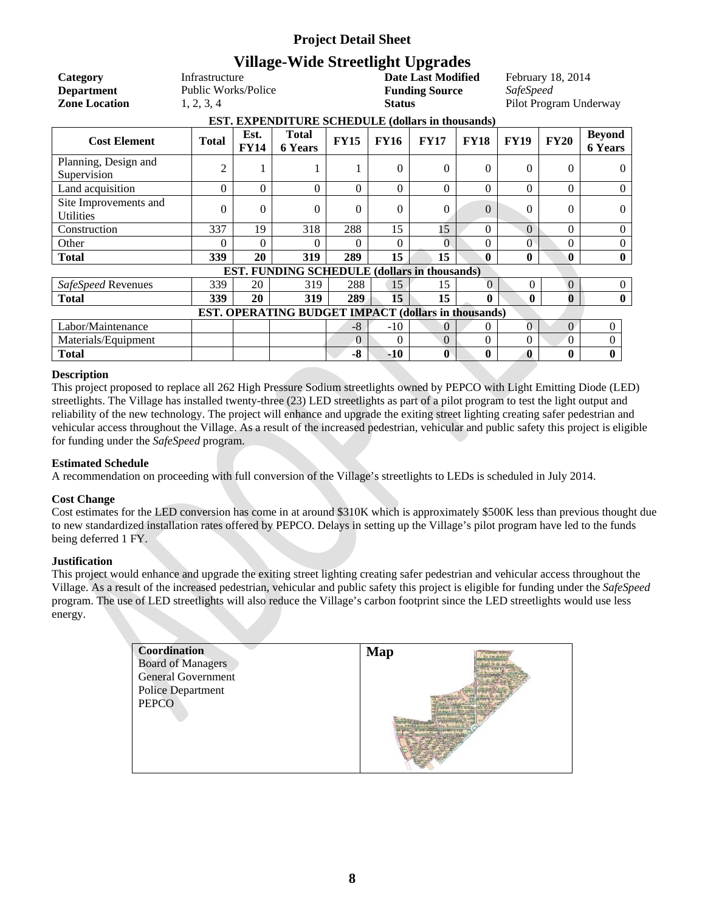## Project Detail Sheet

# Village-Wide Streetlight Upgrades

| | | | |
|---|---|---|---|
| **Category** | Infrastructure | **Date Last Modified** | February 18, 2014 |
| **Department** | Public Works/Police | **Funding Source** | *SafeSpeed* |
| **Zone Location** | 1, 2, 3, 4 | **Status** | Pilot Program Underway |

**EST. EXPENDITURE SCHEDULE (dollars in thousands)**

| Cost Element | Total | Est. FY14 | Total 6 Years | FY15 | FY16 | FY17 | FY18 | FY19 | FY20 | Beyond 6 Years |
|---|---|---|---|---|---|---|---|---|---|---|
| Planning, Design and Supervision | 2 | 1 | 1 | 1 | 0 | 0 | 0 | 0 | 0 | 0 |
| Land acquisition | 0 | 0 | 0 | 0 | 0 | 0 | 0 | 0 | 0 | 0 |
| Site Improvements and Utilities | 0 | 0 | 0 | 0 | 0 | 0 | 0 | 0 | 0 | 0 |
| Construction | 337 | 19 | 318 | 288 | 15 | 15 | 0 | 0 | 0 | 0 |
| Other | 0 | 0 | 0 | 0 | 0 | 0 | 0 | 0 | 0 | 0 |
| **Total** | **339** | **20** | **319** | **289** | **15** | **15** | **0** | **0** | **0** | **0** |
| **EST. FUNDING SCHEDULE (dollars in thousands)** | | | | | | | | | | |
| *SafeSpeed* Revenues | 339 | 20 | 319 | 288 | 15 | 15 | 0 | 0 | 0 | 0 |
| **Total** | **339** | **20** | **319** | **289** | **15** | **15** | **0** | **0** | **0** | **0** |
| **EST. OPERATING BUDGET IMPACT (dollars in thousands)** | | | | | | | | | | |
| Labor/Maintenance | | | | -8 | -10 | 0 | 0 | 0 | 0 | 0 |
| Materials/Equipment | | | | 0 | 0 | 0 | 0 | 0 | 0 | 0 |
| **Total** | | | | **-8** | **-10** | **0** | **0** | **0** | **0** | **0** |

**Description**

This project proposed to replace all 262 High Pressure Sodium streetlights owned by PEPCO with Light Emitting Diode (LED) streetlights. The Village has installed twenty-three (23) LED streetlights as part of a pilot program to test the light output and reliability of the new technology. The project will enhance and upgrade the exiting street lighting creating safer pedestrian and vehicular access throughout the Village. As a result of the increased pedestrian, vehicular and public safety this project is eligible for funding under the *SafeSpeed* program.

**Estimated Schedule**

A recommendation on proceeding with full conversion of the Village's streetlights to LEDs is scheduled in July 2014.

**Cost Change**

Cost estimates for the LED conversion has come in at around $310K which is approximately $500K less than previous thought due to new standardized installation rates offered by PEPCO. Delays in setting up the Village's pilot program have led to the funds being deferred 1 FY.

**Justification**

This project would enhance and upgrade the exiting street lighting creating safer pedestrian and vehicular access throughout the Village. As a result of the increased pedestrian, vehicular and public safety this project is eligible for funding under the *SafeSpeed* program. The use of LED streetlights will also reduce the Village's carbon footprint since the LED streetlights would use less energy.

| Coordination | Map |
|---|---|
| Board of Managers<br>General Government<br>Police Department<br>PEPCO | |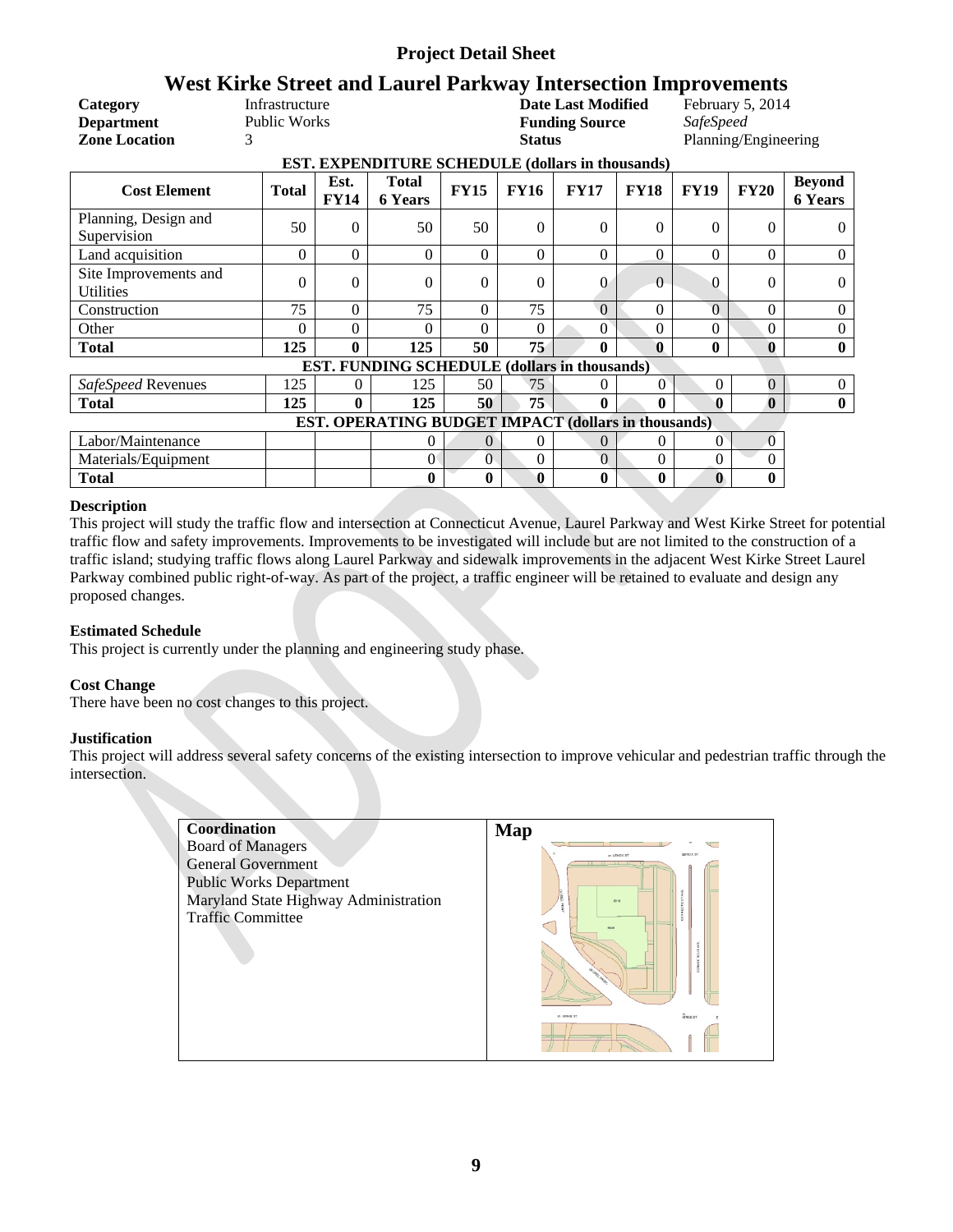## Project Detail Sheet

# West Kirke Street and Laurel Parkway Intersection Improvements

| | | | |
|---|---|---|---|
| **Category** | Infrastructure | **Date Last Modified** | February 5, 2014 |
| **Department** | Public Works | **Funding Source** | *SafeSpeed* |
| **Zone Location** | 3 | **Status** | Planning/Engineering |

| Cost Element | Total | Est. FY14 | Total 6 Years | FY15 | FY16 | FY17 | FY18 | FY19 | FY20 | Beyond 6 Years |
|---|---|---|---|---|---|---|---|---|---|---|
| **EST. EXPENDITURE SCHEDULE (dollars in thousands)** | | | | | | | | | | |
| Planning, Design and Supervision | 50 | 0 | 50 | 50 | 0 | 0 | 0 | 0 | 0 | 0 |
| Land acquisition | 0 | 0 | 0 | 0 | 0 | 0 | 0 | 0 | 0 | 0 |
| Site Improvements and Utilities | 0 | 0 | 0 | 0 | 0 | 0 | 0 | 0 | 0 | 0 |
| Construction | 75 | 0 | 75 | 0 | 75 | 0 | 0 | 0 | 0 | 0 |
| Other | 0 | 0 | 0 | 0 | 0 | 0 | 0 | 0 | 0 | 0 |
| **Total** | **125** | **0** | **125** | **50** | **75** | **0** | **0** | **0** | **0** | **0** |
| **EST. FUNDING SCHEDULE (dollars in thousands)** | | | | | | | | | | |
| *SafeSpeed* Revenues | 125 | 0 | 125 | 50 | 75 | 0 | 0 | 0 | 0 | 0 |
| **Total** | **125** | **0** | **125** | **50** | **75** | **0** | **0** | **0** | **0** | **0** |
| **EST. OPERATING BUDGET IMPACT (dollars in thousands)** | | | | | | | | | | |
| Labor/Maintenance | | | 0 | 0 | 0 | 0 | 0 | 0 | 0 | |
| Materials/Equipment | | | 0 | 0 | 0 | 0 | 0 | 0 | 0 | |
| **Total** | | | **0** | **0** | **0** | **0** | **0** | **0** | **0** | |

### Description

This project will study the traffic flow and intersection at Connecticut Avenue, Laurel Parkway and West Kirke Street for potential traffic flow and safety improvements. Improvements to be investigated will include but are not limited to the construction of a traffic island; studying traffic flows along Laurel Parkway and sidewalk improvements in the adjacent West Kirke Street Laurel Parkway combined public right-of-way. As part of the project, a traffic engineer will be retained to evaluate and design any proposed changes.

### Estimated Schedule

This project is currently under the planning and engineering study phase.

### Cost Change

There have been no cost changes to this project.

### Justification

This project will address several safety concerns of the existing intersection to improve vehicular and pedestrian traffic through the intersection.

### Coordination

Board of Managers
General Government
Public Works Department
Maryland State Highway Administration
Traffic Committee

### Map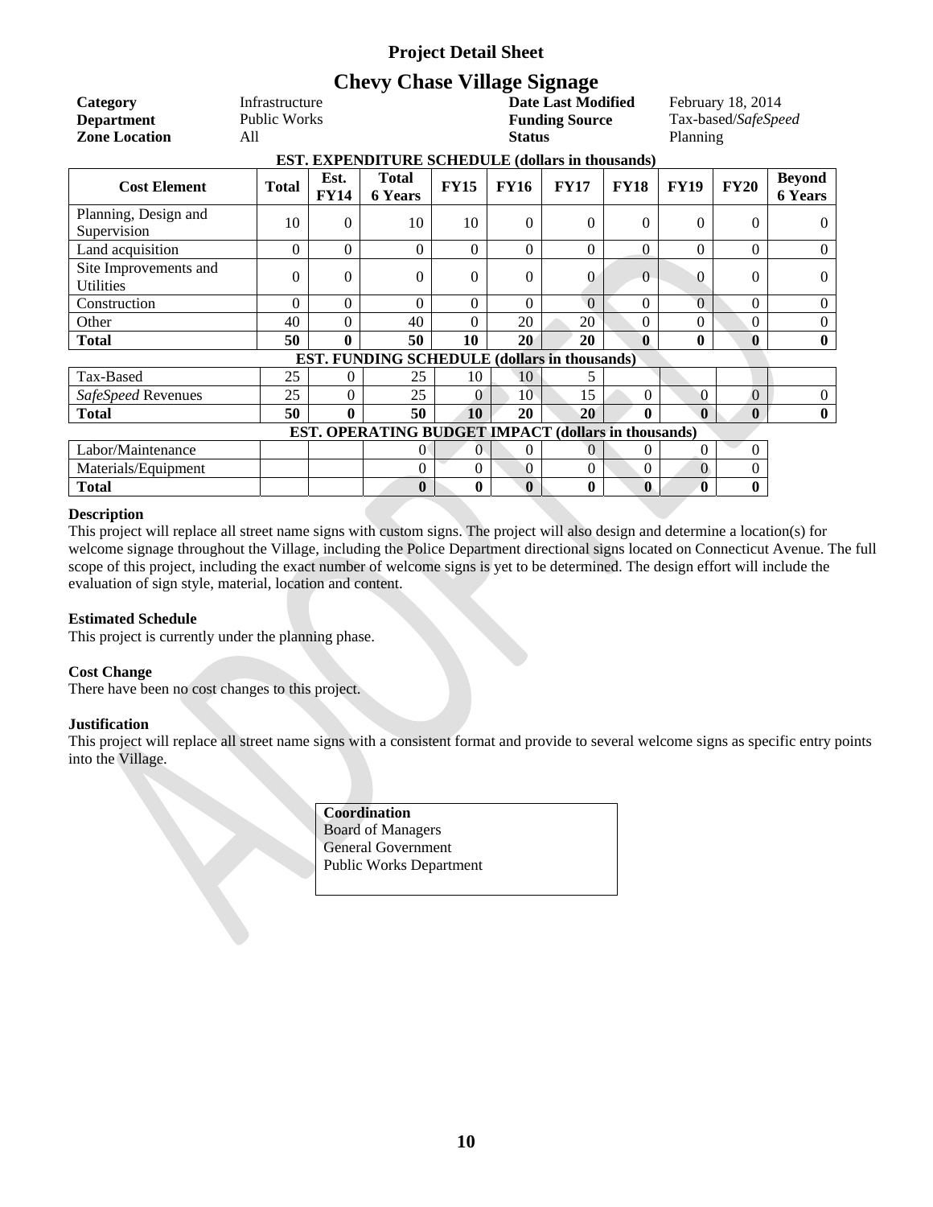# Project Detail Sheet

## Chevy Chase Village Signage

| | | | |
|---|---|---|---|
| **Category** | Infrastructure | **Date Last Modified** | February 18, 2014 |
| **Department** | Public Works | **Funding Source** | Tax-based/*SafeSpeed* |
| **Zone Location** | All | **Status** | Planning |

**EST. EXPENDITURE SCHEDULE (dollars in thousands)**

| Cost Element | Total | Est. FY14 | Total 6 Years | FY15 | FY16 | FY17 | FY18 | FY19 | FY20 | Beyond 6 Years |
|---|---|---|---|---|---|---|---|---|---|---|
| Planning, Design and Supervision | 10 | 0 | 10 | 10 | 0 | 0 | 0 | 0 | 0 | 0 |
| Land acquisition | 0 | 0 | 0 | 0 | 0 | 0 | 0 | 0 | 0 | 0 |
| Site Improvements and Utilities | 0 | 0 | 0 | 0 | 0 | 0 | 0 | 0 | 0 | 0 |
| Construction | 0 | 0 | 0 | 0 | 0 | 0 | 0 | 0 | 0 | 0 |
| Other | 40 | 0 | 40 | 0 | 20 | 20 | 0 | 0 | 0 | 0 |
| **Total** | **50** | **0** | **50** | **10** | **20** | **20** | **0** | **0** | **0** | **0** |
| **EST. FUNDING SCHEDULE (dollars in thousands)** | | | | | | | | | | |
| Tax-Based | 25 | 0 | 25 | 10 | 10 | 5 | | | | |
| *SafeSpeed* Revenues | 25 | 0 | 25 | 0 | 10 | 15 | 0 | 0 | 0 | 0 |
| **Total** | **50** | **0** | **50** | **10** | **20** | **20** | **0** | **0** | **0** | **0** |
| **EST. OPERATING BUDGET IMPACT (dollars in thousands)** | | | | | | | | | | |
| Labor/Maintenance | | | 0 | 0 | 0 | 0 | 0 | 0 | 0 | |
| Materials/Equipment | | | 0 | 0 | 0 | 0 | 0 | 0 | 0 | |
| **Total** | | | **0** | **0** | **0** | **0** | **0** | **0** | **0** | |

**Description**

This project will replace all street name signs with custom signs. The project will also design and determine a location(s) for welcome signage throughout the Village, including the Police Department directional signs located on Connecticut Avenue. The full scope of this project, including the exact number of welcome signs is yet to be determined. The design effort will include the evaluation of sign style, material, location and content.

**Estimated Schedule**

This project is currently under the planning phase.

**Cost Change**

There have been no cost changes to this project.

**Justification**

This project will replace all street name signs with a consistent format and provide to several welcome signs as specific entry points into the Village.

**Coordination**
Board of Managers
General Government
Public Works Department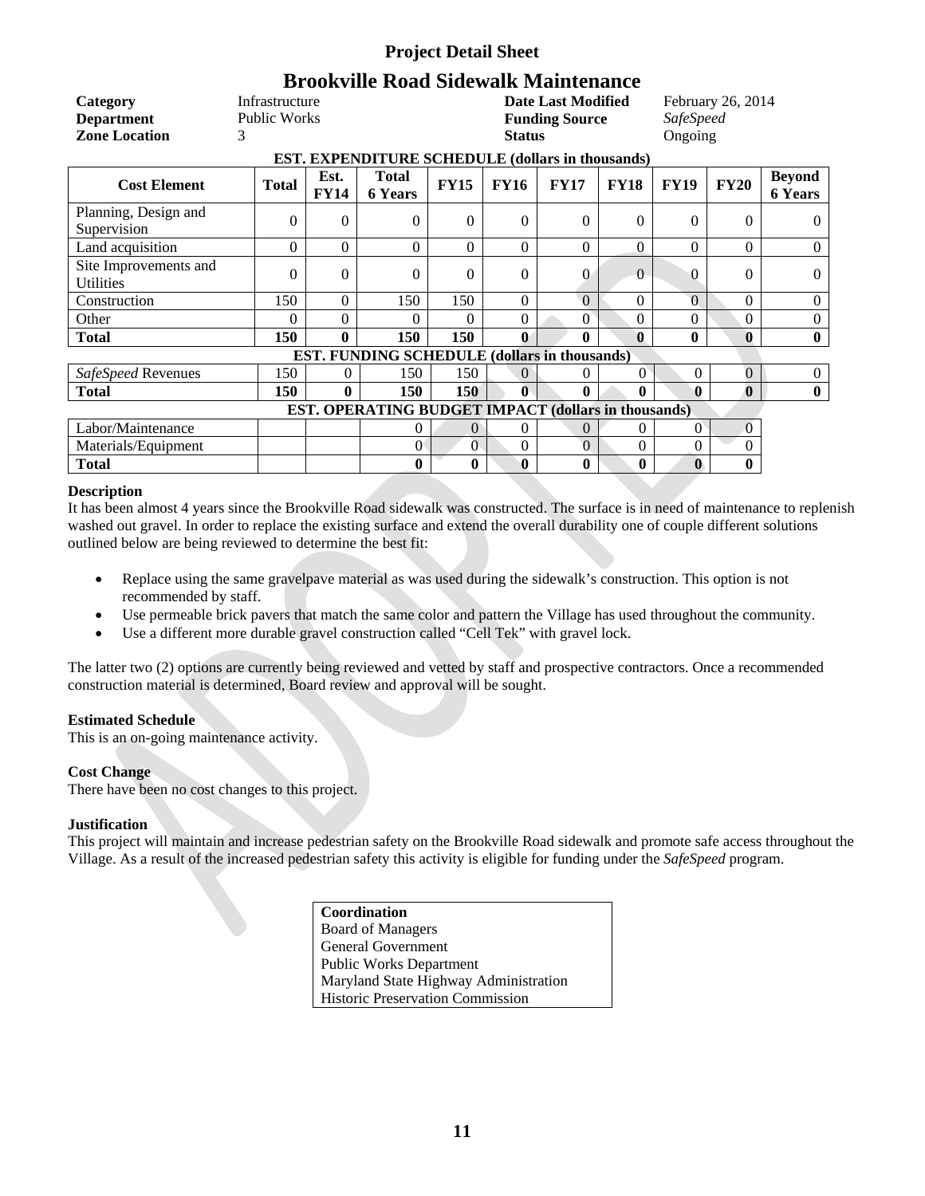# Project Detail Sheet

## Brookville Road Sidewalk Maintenance

| | | | |
|---|---|---|---|
| **Category** | Infrastructure | **Date Last Modified** | February 26, 2014 |
| **Department** | Public Works | **Funding Source** | *SafeSpeed* |
| **Zone Location** | 3 | **Status** | Ongoing |

**EST. EXPENDITURE SCHEDULE (dollars in thousands)**

| Cost Element | Total | Est. FY14 | Total 6 Years | FY15 | FY16 | FY17 | FY18 | FY19 | FY20 | Beyond 6 Years |
|---|---|---|---|---|---|---|---|---|---|---|
| Planning, Design and Supervision | 0 | 0 | 0 | 0 | 0 | 0 | 0 | 0 | 0 | 0 |
| Land acquisition | 0 | 0 | 0 | 0 | 0 | 0 | 0 | 0 | 0 | 0 |
| Site Improvements and Utilities | 0 | 0 | 0 | 0 | 0 | 0 | 0 | 0 | 0 | 0 |
| Construction | 150 | 0 | 150 | 150 | 0 | 0 | 0 | 0 | 0 | 0 |
| Other | 0 | 0 | 0 | 0 | 0 | 0 | 0 | 0 | 0 | 0 |
| **Total** | **150** | **0** | **150** | **150** | **0** | **0** | **0** | **0** | **0** | **0** |
| **EST. FUNDING SCHEDULE (dollars in thousands)** | | | | | | | | | | |
| *SafeSpeed* Revenues | 150 | 0 | 150 | 150 | 0 | 0 | 0 | 0 | 0 | 0 |
| **Total** | **150** | **0** | **150** | **150** | **0** | **0** | **0** | **0** | **0** | **0** |
| **EST. OPERATING BUDGET IMPACT (dollars in thousands)** | | | | | | | | | | |
| Labor/Maintenance | | | 0 | 0 | 0 | 0 | 0 | 0 | 0 | |
| Materials/Equipment | | | 0 | 0 | 0 | 0 | 0 | 0 | 0 | |
| **Total** | | | **0** | **0** | **0** | **0** | **0** | **0** | **0** | |

**Description**

It has been almost 4 years since the Brookville Road sidewalk was constructed. The surface is in need of maintenance to replenish washed out gravel. In order to replace the existing surface and extend the overall durability one of couple different solutions outlined below are being reviewed to determine the best fit:

- Replace using the same gravelpave material as was used during the sidewalk's construction. This option is not recommended by staff.
- Use permeable brick pavers that match the same color and pattern the Village has used throughout the community.
- Use a different more durable gravel construction called "Cell Tek" with gravel lock.

The latter two (2) options are currently being reviewed and vetted by staff and prospective contractors. Once a recommended construction material is determined, Board review and approval will be sought.

**Estimated Schedule**

This is an on-going maintenance activity.

**Cost Change**

There have been no cost changes to this project.

**Justification**

This project will maintain and increase pedestrian safety on the Brookville Road sidewalk and promote safe access throughout the Village. As a result of the increased pedestrian safety this activity is eligible for funding under the *SafeSpeed* program.

| **Coordination** |
|---|
| Board of Managers |
| General Government |
| Public Works Department |
| Maryland State Highway Administration |
| Historic Preservation Commission |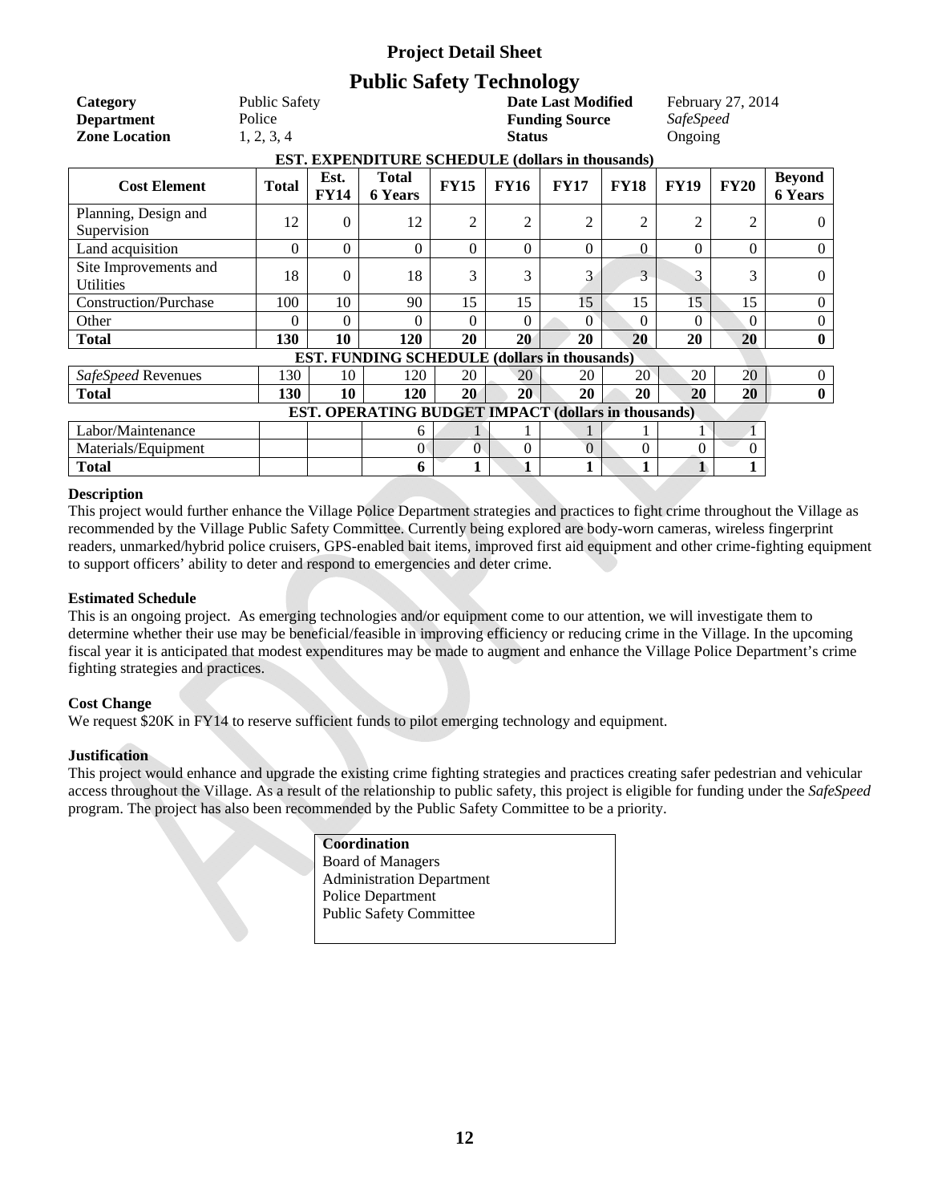## Project Detail Sheet

# Public Safety Technology

| | | | |
|---|---|---|---|
| **Category** | Public Safety | **Date Last Modified** | February 27, 2014 |
| **Department** | Police | **Funding Source** | *SafeSpeed* |
| **Zone Location** | 1, 2, 3, 4 | **Status** | Ongoing |

**EST. EXPENDITURE SCHEDULE (dollars in thousands)**

| Cost Element | Total | Est. FY14 | Total 6 Years | FY15 | FY16 | FY17 | FY18 | FY19 | FY20 | Beyond 6 Years |
|---|---|---|---|---|---|---|---|---|---|---|
| Planning, Design and Supervision | 12 | 0 | 12 | 2 | 2 | 2 | 2 | 2 | 2 | 0 |
| Land acquisition | 0 | 0 | 0 | 0 | 0 | 0 | 0 | 0 | 0 | 0 |
| Site Improvements and Utilities | 18 | 0 | 18 | 3 | 3 | 3 | 3 | 3 | 3 | 0 |
| Construction/Purchase | 100 | 10 | 90 | 15 | 15 | 15 | 15 | 15 | 15 | 0 |
| Other | 0 | 0 | 0 | 0 | 0 | 0 | 0 | 0 | 0 | 0 |
| **Total** | **130** | **10** | **120** | **20** | **20** | **20** | **20** | **20** | **20** | **0** |
| **EST. FUNDING SCHEDULE (dollars in thousands)** | | | | | | | | | | |
| *SafeSpeed* Revenues | 130 | 10 | 120 | 20 | 20 | 20 | 20 | 20 | 20 | 0 |
| **Total** | **130** | **10** | **120** | **20** | **20** | **20** | **20** | **20** | **20** | **0** |
| **EST. OPERATING BUDGET IMPACT (dollars in thousands)** | | | | | | | | | | |
| Labor/Maintenance | | | 6 | 1 | 1 | 1 | 1 | 1 | 1 | |
| Materials/Equipment | | | 0 | 0 | 0 | 0 | 0 | 0 | 0 | |
| **Total** | | | **6** | **1** | **1** | **1** | **1** | **1** | **1** | |

**Description**

This project would further enhance the Village Police Department strategies and practices to fight crime throughout the Village as recommended by the Village Public Safety Committee. Currently being explored are body-worn cameras, wireless fingerprint readers, unmarked/hybrid police cruisers, GPS-enabled bait items, improved first aid equipment and other crime-fighting equipment to support officers' ability to deter and respond to emergencies and deter crime.

**Estimated Schedule**

This is an ongoing project. As emerging technologies and/or equipment come to our attention, we will investigate them to determine whether their use may be beneficial/feasible in improving efficiency or reducing crime in the Village. In the upcoming fiscal year it is anticipated that modest expenditures may be made to augment and enhance the Village Police Department's crime fighting strategies and practices.

**Cost Change**

We request $20K in FY14 to reserve sufficient funds to pilot emerging technology and equipment.

**Justification**

This project would enhance and upgrade the existing crime fighting strategies and practices creating safer pedestrian and vehicular access throughout the Village. As a result of the relationship to public safety, this project is eligible for funding under the *SafeSpeed* program. The project has also been recommended by the Public Safety Committee to be a priority.

**Coordination**
Board of Managers
Administration Department
Police Department
Public Safety Committee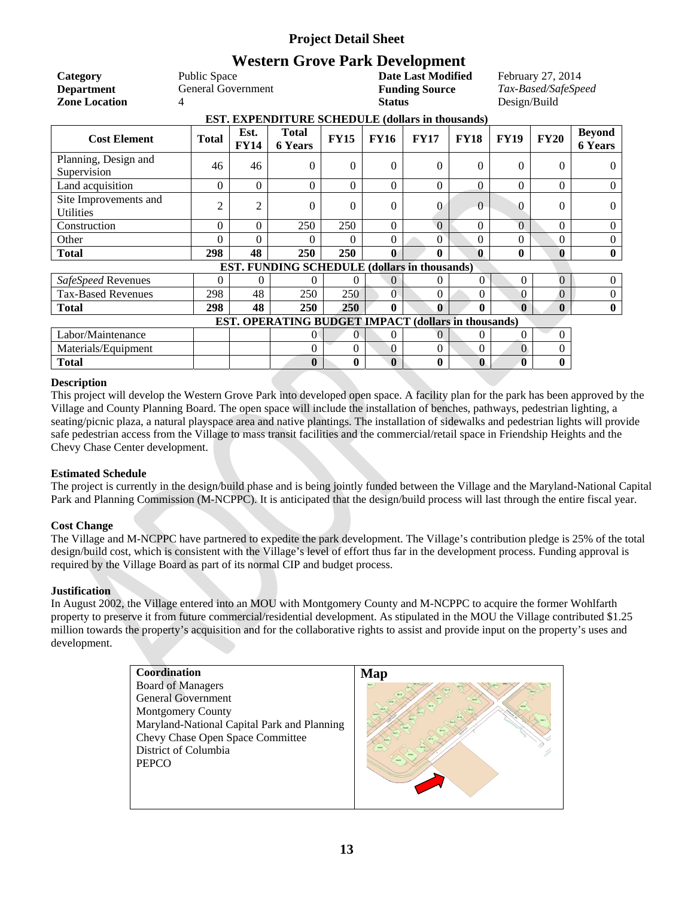# Project Detail Sheet

## Western Grove Park Development

| | | | |
|---|---|---|---|
| **Category** | Public Space | **Date Last Modified** | February 27, 2014 |
| **Department** | General Government | **Funding Source** | *Tax-Based/SafeSpeed* |
| **Zone Location** | 4 | **Status** | Design/Build |

**EST. EXPENDITURE SCHEDULE (dollars in thousands)**

| Cost Element | Total | Est. FY14 | Total 6 Years | FY15 | FY16 | FY17 | FY18 | FY19 | FY20 | Beyond 6 Years |
|---|---|---|---|---|---|---|---|---|---|---|
| Planning, Design and Supervision | 46 | 46 | 0 | 0 | 0 | 0 | 0 | 0 | 0 | 0 |
| Land acquisition | 0 | 0 | 0 | 0 | 0 | 0 | 0 | 0 | 0 | 0 |
| Site Improvements and Utilities | 2 | 2 | 0 | 0 | 0 | 0 | 0 | 0 | 0 | 0 |
| Construction | 0 | 0 | 250 | 250 | 0 | 0 | 0 | 0 | 0 | 0 |
| Other | 0 | 0 | 0 | 0 | 0 | 0 | 0 | 0 | 0 | 0 |
| **Total** | **298** | **48** | **250** | **250** | **0** | **0** | **0** | **0** | **0** | **0** |
| **EST. FUNDING SCHEDULE (dollars in thousands)** | | | | | | | | | | |
| *SafeSpeed* Revenues | 0 | 0 | 0 | 0 | 0 | 0 | 0 | 0 | 0 | 0 |
| Tax-Based Revenues | 298 | 48 | 250 | 250 | 0 | 0 | 0 | 0 | 0 | 0 |
| **Total** | **298** | **48** | **250** | **250** | **0** | **0** | **0** | **0** | **0** | **0** |
| **EST. OPERATING BUDGET IMPACT (dollars in thousands)** | | | | | | | | | | |
| Labor/Maintenance | | | 0 | 0 | 0 | 0 | 0 | 0 | 0 | |
| Materials/Equipment | | | 0 | 0 | 0 | 0 | 0 | 0 | 0 | |
| **Total** | | | **0** | **0** | **0** | **0** | **0** | **0** | **0** | |

### Description

This project will develop the Western Grove Park into developed open space. A facility plan for the park has been approved by the Village and County Planning Board. The open space will include the installation of benches, pathways, pedestrian lighting, a seating/picnic plaza, a natural playspace area and native plantings. The installation of sidewalks and pedestrian lights will provide safe pedestrian access from the Village to mass transit facilities and the commercial/retail space in Friendship Heights and the Chevy Chase Center development.

### Estimated Schedule

The project is currently in the design/build phase and is being jointly funded between the Village and the Maryland-National Capital Park and Planning Commission (M-NCPPC). It is anticipated that the design/build process will last through the entire fiscal year.

### Cost Change

The Village and M-NCPPC have partnered to expedite the park development. The Village's contribution pledge is 25% of the total design/build cost, which is consistent with the Village's level of effort thus far in the development process. Funding approval is required by the Village Board as part of its normal CIP and budget process.

### Justification

In August 2002, the Village entered into an MOU with Montgomery County and M-NCPPC to acquire the former Wohlfarth property to preserve it from future commercial/residential development. As stipulated in the MOU the Village contributed $1.25 million towards the property's acquisition and for the collaborative rights to assist and provide input on the property's uses and development.

**Coordination**

- Board of Managers
- General Government
- Montgomery County
- Maryland-National Capital Park and Planning
- Chevy Chase Open Space Committee
- District of Columbia
- PEPCO

**Map**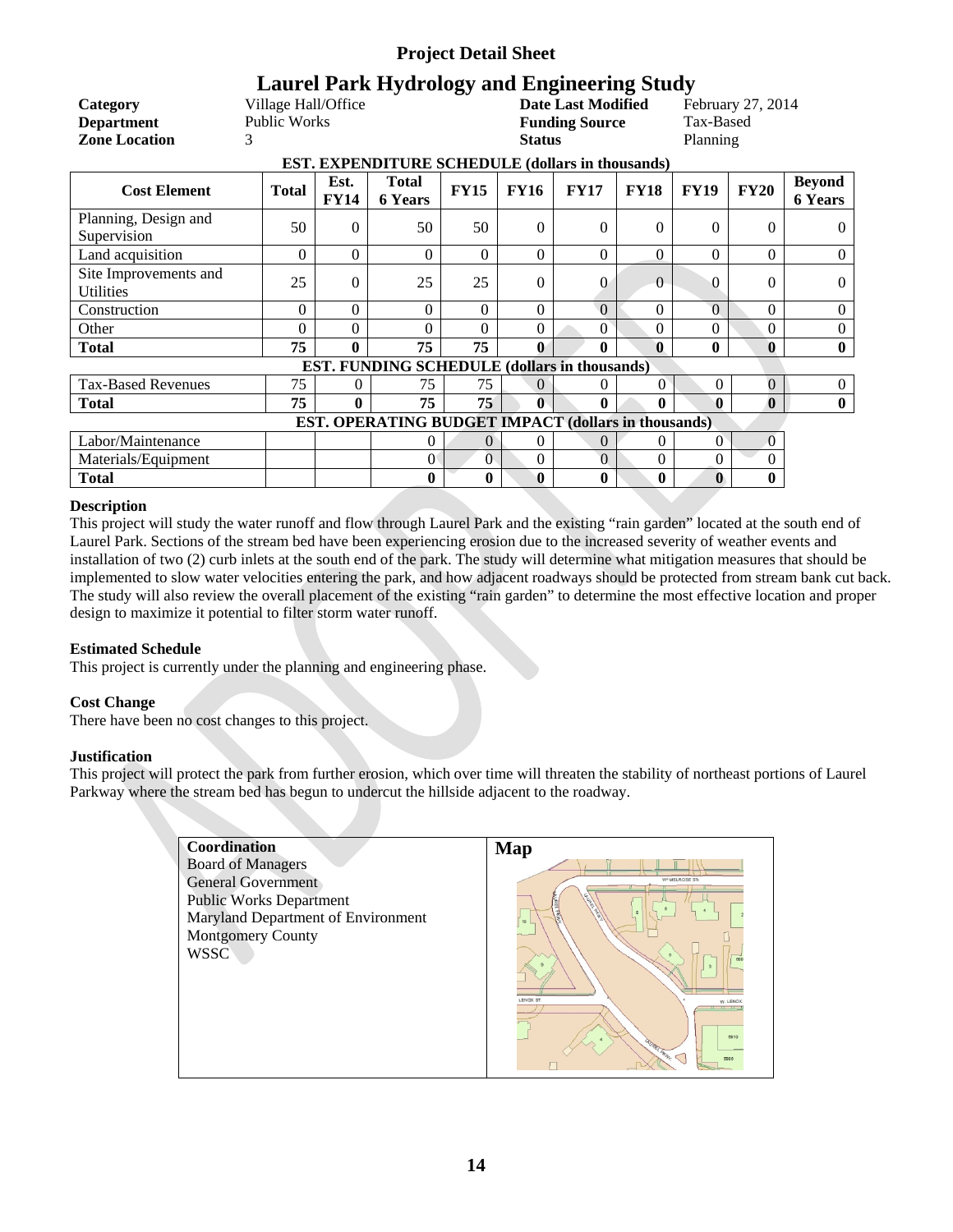# Project Detail Sheet

## Laurel Park Hydrology and Engineering Study

| | | | |
|---|---|---|---|
| **Category** | Village Hall/Office | **Date Last Modified** | February 27, 2014 |
| **Department** | Public Works | **Funding Source** | Tax-Based |
| **Zone Location** | 3 | **Status** | Planning |

**EST. EXPENDITURE SCHEDULE (dollars in thousands)**

| Cost Element | Total | Est. FY14 | Total 6 Years | FY15 | FY16 | FY17 | FY18 | FY19 | FY20 | Beyond 6 Years |
|---|---|---|---|---|---|---|---|---|---|---|
| Planning, Design and Supervision | 50 | 0 | 50 | 50 | 0 | 0 | 0 | 0 | 0 | 0 |
| Land acquisition | 0 | 0 | 0 | 0 | 0 | 0 | 0 | 0 | 0 | 0 |
| Site Improvements and Utilities | 25 | 0 | 25 | 25 | 0 | 0 | 0 | 0 | 0 | 0 |
| Construction | 0 | 0 | 0 | 0 | 0 | 0 | 0 | 0 | 0 | 0 |
| Other | 0 | 0 | 0 | 0 | 0 | 0 | 0 | 0 | 0 | 0 |
| **Total** | **75** | **0** | **75** | **75** | **0** | **0** | **0** | **0** | **0** | **0** |
| **EST. FUNDING SCHEDULE (dollars in thousands)** | | | | | | | | | | |
| Tax-Based Revenues | 75 | 0 | 75 | 75 | 0 | 0 | 0 | 0 | 0 | 0 |
| **Total** | **75** | **0** | **75** | **75** | **0** | **0** | **0** | **0** | **0** | **0** |
| **EST. OPERATING BUDGET IMPACT (dollars in thousands)** | | | | | | | | | | |
| Labor/Maintenance | | | 0 | 0 | 0 | 0 | 0 | 0 | 0 | |
| Materials/Equipment | | | 0 | 0 | 0 | 0 | 0 | 0 | 0 | |
| **Total** | | | **0** | **0** | **0** | **0** | **0** | **0** | **0** | |

**Description**

This project will study the water runoff and flow through Laurel Park and the existing "rain garden" located at the south end of Laurel Park. Sections of the stream bed have been experiencing erosion due to the increased severity of weather events and installation of two (2) curb inlets at the south end of the park. The study will determine what mitigation measures that should be implemented to slow water velocities entering the park, and how adjacent roadways should be protected from stream bank cut back. The study will also review the overall placement of the existing "rain garden" to determine the most effective location and proper design to maximize it potential to filter storm water runoff.

**Estimated Schedule**

This project is currently under the planning and engineering phase.

**Cost Change**

There have been no cost changes to this project.

**Justification**

This project will protect the park from further erosion, which over time will threaten the stability of northeast portions of Laurel Parkway where the stream bed has begun to undercut the hillside adjacent to the roadway.

| Coordination | Map |
|---|---|
| Board of Managers<br>General Government<br>Public Works Department<br>Maryland Department of Environment<br>Montgomery County<br>WSSC | |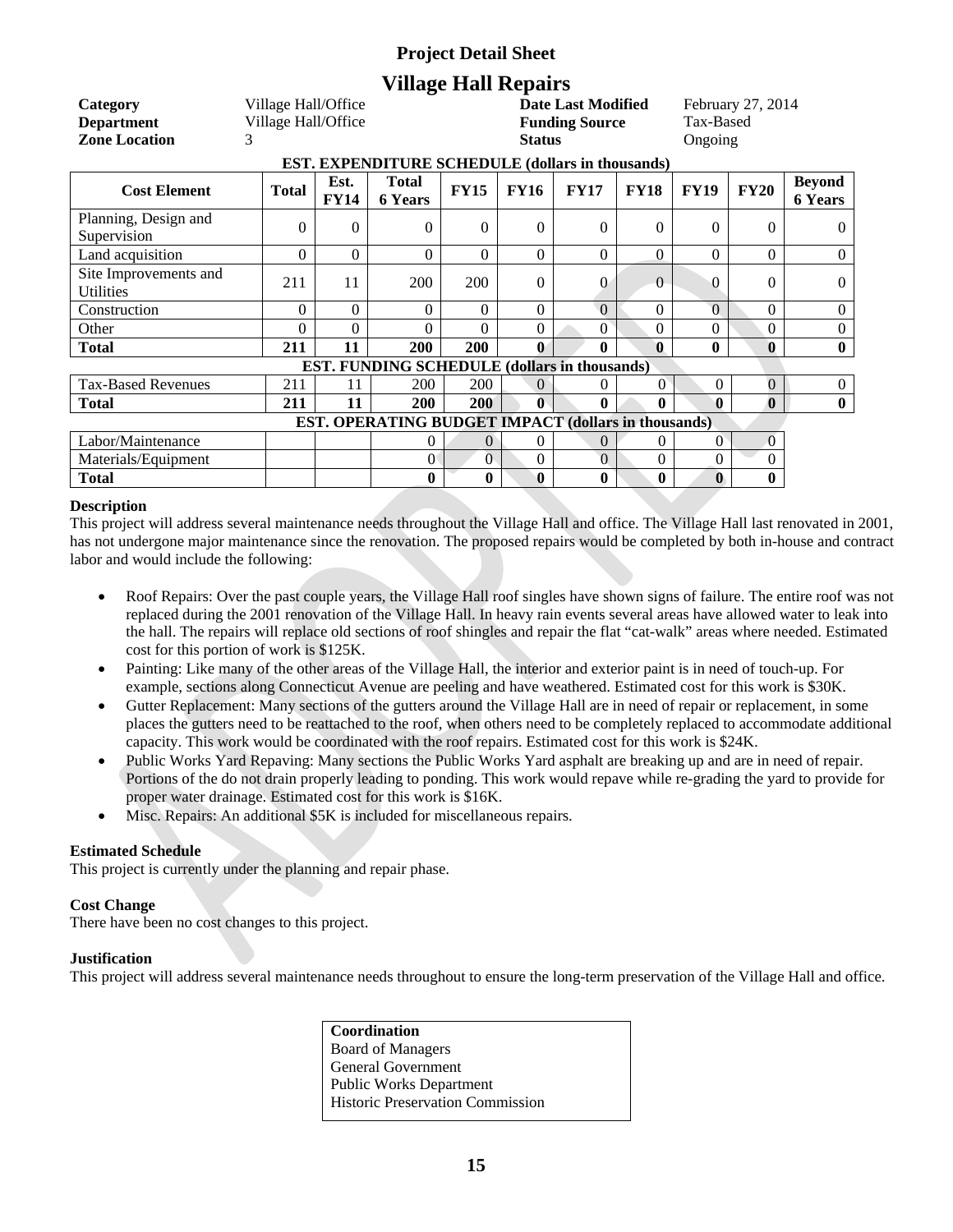## Project Detail Sheet

# Village Hall Repairs

| | | | |
|---|---|---|---|
| **Category** | Village Hall/Office | **Date Last Modified** | February 27, 2014 |
| **Department** | Village Hall/Office | **Funding Source** | Tax-Based |
| **Zone Location** | 3 | **Status** | Ongoing |

| Cost Element | Total | Est. FY14 | Total 6 Years | FY15 | FY16 | FY17 | FY18 | FY19 | FY20 | Beyond 6 Years |
|---|---|---|---|---|---|---|---|---|---|---|
| **EST. EXPENDITURE SCHEDULE (dollars in thousands)** | | | | | | | | | | |
| Planning, Design and Supervision | 0 | 0 | 0 | 0 | 0 | 0 | 0 | 0 | 0 | 0 |
| Land acquisition | 0 | 0 | 0 | 0 | 0 | 0 | 0 | 0 | 0 | 0 |
| Site Improvements and Utilities | 211 | 11 | 200 | 200 | 0 | 0 | 0 | 0 | 0 | 0 |
| Construction | 0 | 0 | 0 | 0 | 0 | 0 | 0 | 0 | 0 | 0 |
| Other | 0 | 0 | 0 | 0 | 0 | 0 | 0 | 0 | 0 | 0 |
| **Total** | **211** | **11** | **200** | **200** | **0** | **0** | **0** | **0** | **0** | **0** |
| **EST. FUNDING SCHEDULE (dollars in thousands)** | | | | | | | | | | |
| Tax-Based Revenues | 211 | 11 | 200 | 200 | 0 | 0 | 0 | 0 | 0 | 0 |
| **Total** | **211** | **11** | **200** | **200** | **0** | **0** | **0** | **0** | **0** | **0** |
| **EST. OPERATING BUDGET IMPACT (dollars in thousands)** | | | | | | | | | | |
| Labor/Maintenance | | | 0 | 0 | 0 | 0 | 0 | 0 | 0 | |
| Materials/Equipment | | | 0 | 0 | 0 | 0 | 0 | 0 | 0 | |
| **Total** | | | **0** | **0** | **0** | **0** | **0** | **0** | **0** | |

**Description**

This project will address several maintenance needs throughout the Village Hall and office. The Village Hall last renovated in 2001, has not undergone major maintenance since the renovation. The proposed repairs would be completed by both in-house and contract labor and would include the following:

- Roof Repairs: Over the past couple years, the Village Hall roof singles have shown signs of failure. The entire roof was not replaced during the 2001 renovation of the Village Hall. In heavy rain events several areas have allowed water to leak into the hall. The repairs will replace old sections of roof shingles and repair the flat "cat-walk" areas where needed. Estimated cost for this portion of work is $125K.
- Painting: Like many of the other areas of the Village Hall, the interior and exterior paint is in need of touch-up. For example, sections along Connecticut Avenue are peeling and have weathered. Estimated cost for this work is $30K.
- Gutter Replacement: Many sections of the gutters around the Village Hall are in need of repair or replacement, in some places the gutters need to be reattached to the roof, when others need to be completely replaced to accommodate additional capacity. This work would be coordinated with the roof repairs. Estimated cost for this work is $24K.
- Public Works Yard Repaving: Many sections the Public Works Yard asphalt are breaking up and are in need of repair. Portions of the do not drain properly leading to ponding. This work would repave while re-grading the yard to provide for proper water drainage. Estimated cost for this work is $16K.
- Misc. Repairs: An additional $5K is included for miscellaneous repairs.

**Estimated Schedule**

This project is currently under the planning and repair phase.

**Cost Change**

There have been no cost changes to this project.

**Justification**

This project will address several maintenance needs throughout to ensure the long-term preservation of the Village Hall and office.

**Coordination**
Board of Managers
General Government
Public Works Department
Historic Preservation Commission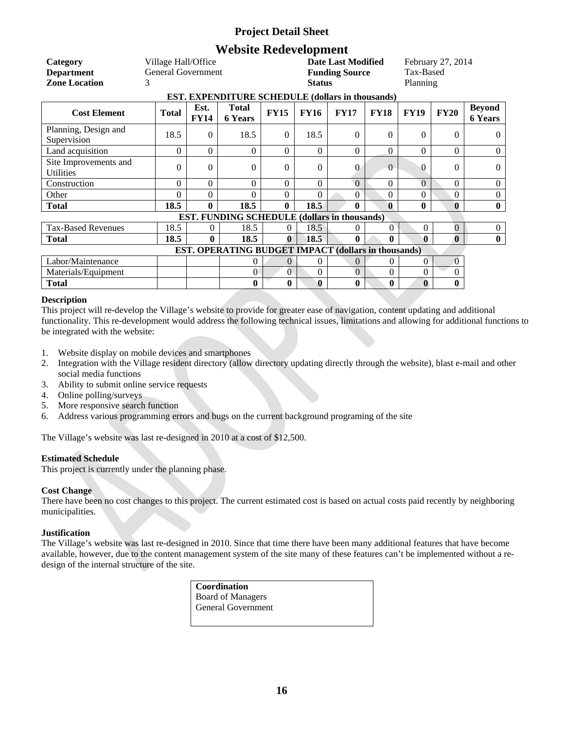# Project Detail Sheet

## Website Redevelopment

| | | | |
|---|---|---|---|
| **Category** | Village Hall/Office | **Date Last Modified** | February 27, 2014 |
| **Department** | General Government | **Funding Source** | Tax-Based |
| **Zone Location** | 3 | **Status** | Planning |

**EST. EXPENDITURE SCHEDULE (dollars in thousands)**

| Cost Element | Total | Est. FY14 | Total 6 Years | FY15 | FY16 | FY17 | FY18 | FY19 | FY20 | Beyond 6 Years |
|---|---|---|---|---|---|---|---|---|---|---|
| Planning, Design and Supervision | 18.5 | 0 | 18.5 | 0 | 18.5 | 0 | 0 | 0 | 0 | 0 |
| Land acquisition | 0 | 0 | 0 | 0 | 0 | 0 | 0 | 0 | 0 | 0 |
| Site Improvements and Utilities | 0 | 0 | 0 | 0 | 0 | 0 | 0 | 0 | 0 | 0 |
| Construction | 0 | 0 | 0 | 0 | 0 | 0 | 0 | 0 | 0 | 0 |
| Other | 0 | 0 | 0 | 0 | 0 | 0 | 0 | 0 | 0 | 0 |
| **Total** | **18.5** | **0** | **18.5** | **0** | **18.5** | **0** | **0** | **0** | **0** | **0** |
| **EST. FUNDING SCHEDULE (dollars in thousands)** | | | | | | | | | | |
| Tax-Based Revenues | 18.5 | 0 | 18.5 | 0 | 18.5 | 0 | 0 | 0 | 0 | 0 |
| **Total** | **18.5** | **0** | **18.5** | **0** | **18.5** | **0** | **0** | **0** | **0** | **0** |
| **EST. OPERATING BUDGET IMPACT (dollars in thousands)** | | | | | | | | | | |
| Labor/Maintenance | | | 0 | 0 | 0 | 0 | 0 | 0 | 0 | |
| Materials/Equipment | | | 0 | 0 | 0 | 0 | 0 | 0 | 0 | |
| **Total** | | | **0** | **0** | **0** | **0** | **0** | **0** | **0** | |

### Description

This project will re-develop the Village's website to provide for greater ease of navigation, content updating and additional functionality. This re-development would address the following technical issues, limitations and allowing for additional functions to be integrated with the website:

1. Website display on mobile devices and smartphones
2. Integration with the Village resident directory (allow directory updating directly through the website), blast e-mail and other social media functions
3. Ability to submit online service requests
4. Online polling/surveys
5. More responsive search function
6. Address various programming errors and bugs on the current background programing of the site

The Village's website was last re-designed in 2010 at a cost of $12,500.

### Estimated Schedule

This project is currently under the planning phase.

### Cost Change

There have been no cost changes to this project. The current estimated cost is based on actual costs paid recently by neighboring municipalities.

### Justification

The Village's website was last re-designed in 2010. Since that time there have been many additional features that have become available, however, due to the content management system of the site many of these features can't be implemented without a re-design of the internal structure of the site.

**Coordination**
Board of Managers
General Government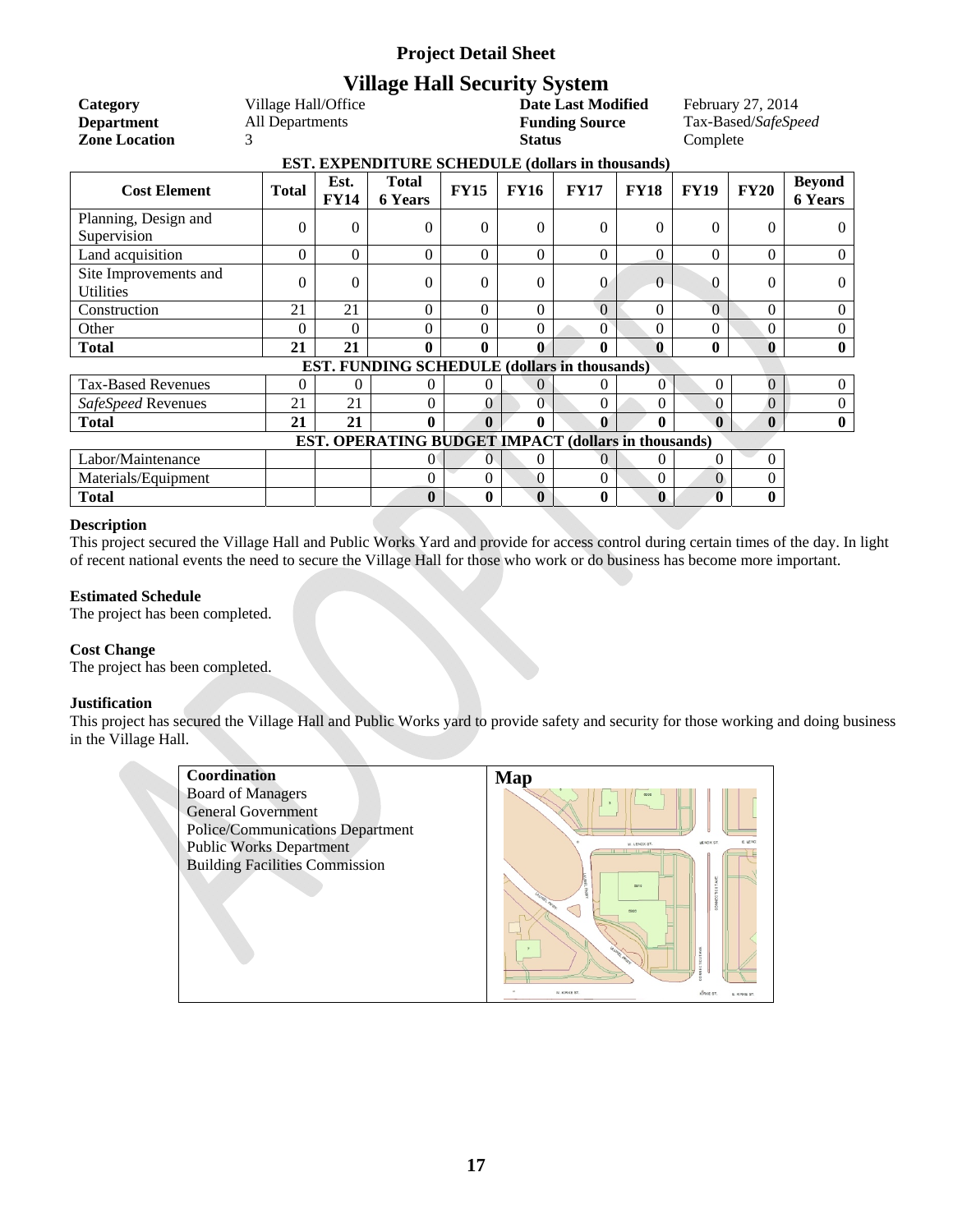# Project Detail Sheet

## Village Hall Security System

| | | | |
|---|---|---|---|
| **Category** | Village Hall/Office | **Date Last Modified** | February 27, 2014 |
| **Department** | All Departments | **Funding Source** | Tax-Based/*SafeSpeed* |
| **Zone Location** | 3 | **Status** | Complete |

**EST. EXPENDITURE SCHEDULE (dollars in thousands)**

| Cost Element | Total | Est. FY14 | Total 6 Years | FY15 | FY16 | FY17 | FY18 | FY19 | FY20 | Beyond 6 Years |
|---|---|---|---|---|---|---|---|---|---|---|
| Planning, Design and Supervision | 0 | 0 | 0 | 0 | 0 | 0 | 0 | 0 | 0 | 0 |
| Land acquisition | 0 | 0 | 0 | 0 | 0 | 0 | 0 | 0 | 0 | 0 |
| Site Improvements and Utilities | 0 | 0 | 0 | 0 | 0 | 0 | 0 | 0 | 0 | 0 |
| Construction | 21 | 21 | 0 | 0 | 0 | 0 | 0 | 0 | 0 | 0 |
| Other | 0 | 0 | 0 | 0 | 0 | 0 | 0 | 0 | 0 | 0 |
| **Total** | **21** | **21** | **0** | **0** | **0** | **0** | **0** | **0** | **0** | **0** |
| **EST. FUNDING SCHEDULE (dollars in thousands)** | | | | | | | | | | |
| Tax-Based Revenues | 0 | 0 | 0 | 0 | 0 | 0 | 0 | 0 | 0 | 0 |
| *SafeSpeed* Revenues | 21 | 21 | 0 | 0 | 0 | 0 | 0 | 0 | 0 | 0 |
| **Total** | **21** | **21** | **0** | **0** | **0** | **0** | **0** | **0** | **0** | **0** |
| **EST. OPERATING BUDGET IMPACT (dollars in thousands)** | | | | | | | | | | |
| Labor/Maintenance | | | 0 | 0 | 0 | 0 | 0 | 0 | 0 | |
| Materials/Equipment | | | 0 | 0 | 0 | 0 | 0 | 0 | 0 | |
| **Total** | | | **0** | **0** | **0** | **0** | **0** | **0** | **0** | |

### Description

This project secured the Village Hall and Public Works Yard and provide for access control during certain times of the day. In light of recent national events the need to secure the Village Hall for those who work or do business has become more important.

### Estimated Schedule

The project has been completed.

### Cost Change

The project has been completed.

### Justification

This project has secured the Village Hall and Public Works yard to provide safety and security for those working and doing business in the Village Hall.

**Coordination**

Board of Managers
General Government
Police/Communications Department
Public Works Department
Building Facilities Commission

**Map**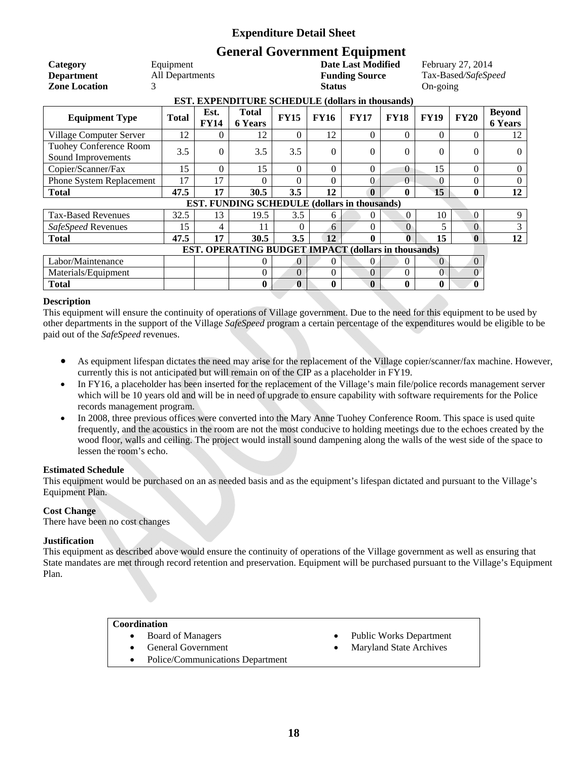# Expenditure Detail Sheet

## General Government Equipment

| | | | |
|---|---|---|---|
| **Category** | Equipment | **Date Last Modified** | February 27, 2014 |
| **Department** | All Departments | **Funding Source** | Tax-Based/*SafeSpeed* |
| **Zone Location** | 3 | **Status** | On-going |

**EST. EXPENDITURE SCHEDULE (dollars in thousands)**

| Equipment Type | Total | Est. FY14 | Total 6 Years | FY15 | FY16 | FY17 | FY18 | FY19 | FY20 | Beyond 6 Years |
|---|---|---|---|---|---|---|---|---|---|---|
| Village Computer Server | 12 | 0 | 12 | 0 | 12 | 0 | 0 | 0 | 0 | 12 |
| Tuohey Conference Room Sound Improvements | 3.5 | 0 | 3.5 | 3.5 | 0 | 0 | 0 | 0 | 0 | 0 |
| Copier/Scanner/Fax | 15 | 0 | 15 | 0 | 0 | 0 | 0 | 15 | 0 | 0 |
| Phone System Replacement | 17 | 17 | 0 | 0 | 0 | 0 | 0 | 0 | 0 | 0 |
| **Total** | **47.5** | **17** | **30.5** | **3.5** | **12** | **0** | **0** | **15** | **0** | **12** |
| **EST. FUNDING SCHEDULE (dollars in thousands)** | | | | | | | | | | |
| Tax-Based Revenues | 32.5 | 13 | 19.5 | 3.5 | 6 | 0 | 0 | 10 | 0 | 9 |
| *SafeSpeed* Revenues | 15 | 4 | 11 | 0 | 6 | 0 | 0 | 5 | 0 | 3 |
| **Total** | **47.5** | **17** | **30.5** | **3.5** | **12** | **0** | **0** | **15** | **0** | **12** |
| **EST. OPERATING BUDGET IMPACT (dollars in thousands)** | | | | | | | | | | |
| Labor/Maintenance | | | 0 | 0 | 0 | 0 | 0 | 0 | 0 | |
| Materials/Equipment | | | 0 | 0 | 0 | 0 | 0 | 0 | 0 | |
| **Total** | | | **0** | **0** | **0** | **0** | **0** | **0** | **0** | |

### Description

This equipment will ensure the continuity of operations of Village government. Due to the need for this equipment to be used by other departments in the support of the Village *SafeSpeed* program a certain percentage of the expenditures would be eligible to be paid out of the *SafeSpeed* revenues.

- As equipment lifespan dictates the need may arise for the replacement of the Village copier/scanner/fax machine. However, currently this is not anticipated but will remain on of the CIP as a placeholder in FY19.
- In FY16, a placeholder has been inserted for the replacement of the Village's main file/police records management server which will be 10 years old and will be in need of upgrade to ensure capability with software requirements for the Police records management program.
- In 2008, three previous offices were converted into the Mary Anne Tuohey Conference Room. This space is used quite frequently, and the acoustics in the room are not the most conducive to holding meetings due to the echoes created by the wood floor, walls and ceiling. The project would install sound dampening along the walls of the west side of the space to lessen the room's echo.

### Estimated Schedule

This equipment would be purchased on an as needed basis and as the equipment's lifespan dictated and pursuant to the Village's Equipment Plan.

### Cost Change

There have been no cost changes

### Justification

This equipment as described above would ensure the continuity of operations of the Village government as well as ensuring that State mandates are met through record retention and preservation. Equipment will be purchased pursuant to the Village's Equipment Plan.

**Coordination**

- Board of Managers
- General Government
- Police/Communications Department
- Public Works Department
- Maryland State Archives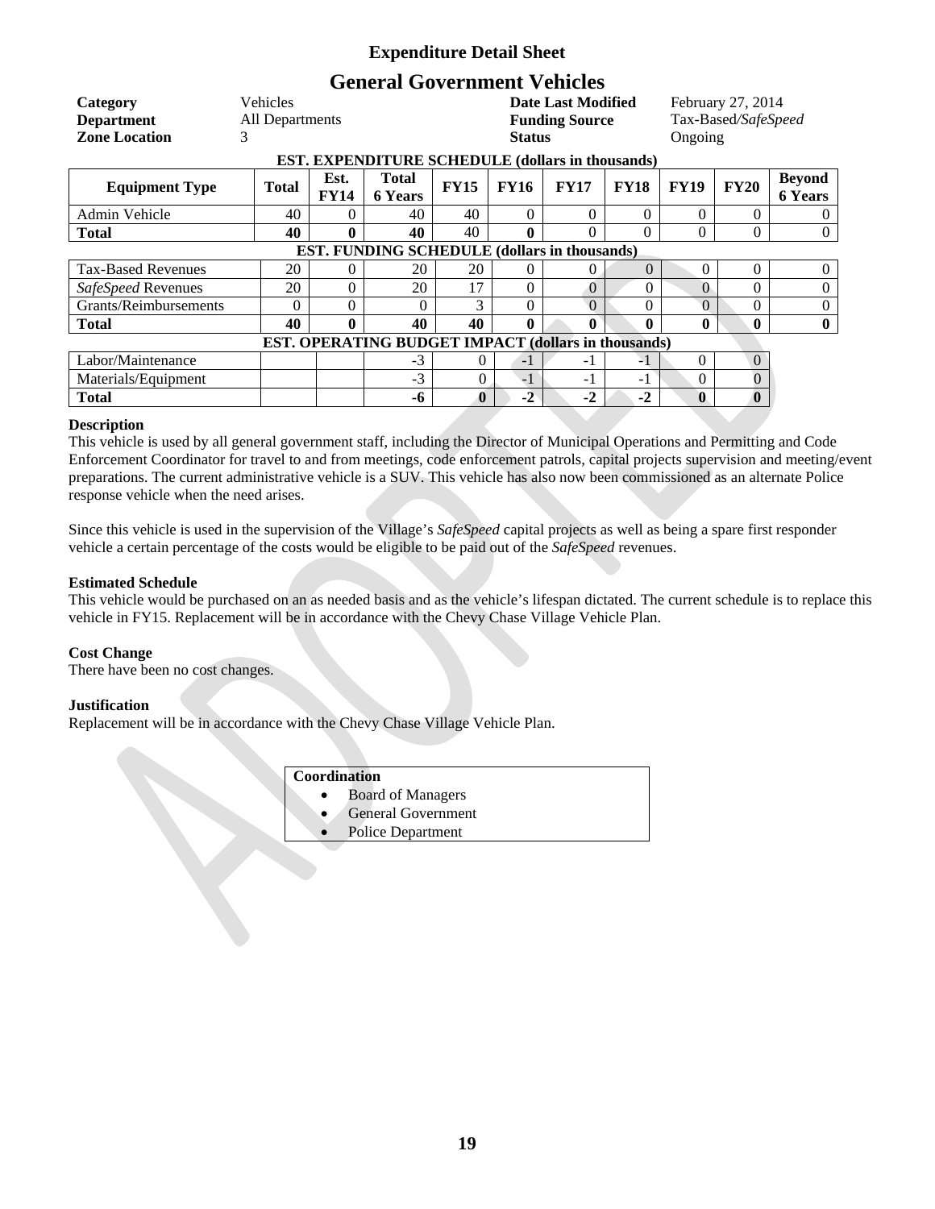## Expenditure Detail Sheet

# General Government Vehicles

| | | | |
|---|---|---|---|
| **Category** | Vehicles | **Date Last Modified** | February 27, 2014 |
| **Department** | All Departments | **Funding Source** | Tax-Based/*SafeSpeed* |
| **Zone Location** | 3 | **Status** | Ongoing |

**EST. EXPENDITURE SCHEDULE (dollars in thousands)**

| Equipment Type | Total | Est. FY14 | Total 6 Years | FY15 | FY16 | FY17 | FY18 | FY19 | FY20 | Beyond 6 Years |
|---|---|---|---|---|---|---|---|---|---|---|
| Admin Vehicle | 40 | 0 | 40 | 40 | 0 | 0 | 0 | 0 | 0 | 0 |
| **Total** | **40** | **0** | **40** | 40 | **0** | 0 | 0 | 0 | 0 | 0 |
| **EST. FUNDING SCHEDULE (dollars in thousands)** | | | | | | | | | | |
| Tax-Based Revenues | 20 | 0 | 20 | 20 | 0 | 0 | 0 | 0 | 0 | 0 |
| *SafeSpeed* Revenues | 20 | 0 | 20 | 17 | 0 | 0 | 0 | 0 | 0 | 0 |
| Grants/Reimbursements | 0 | 0 | 0 | 3 | 0 | 0 | 0 | 0 | 0 | 0 |
| **Total** | **40** | **0** | **40** | **40** | **0** | **0** | **0** | **0** | **0** | **0** |
| **EST. OPERATING BUDGET IMPACT (dollars in thousands)** | | | | | | | | | | |
| Labor/Maintenance | | | -3 | 0 | -1 | -1 | -1 | 0 | 0 | |
| Materials/Equipment | | | -3 | 0 | -1 | -1 | -1 | 0 | 0 | |
| **Total** | | | **-6** | **0** | **-2** | **-2** | **-2** | **0** | **0** | |

**Description**

This vehicle is used by all general government staff, including the Director of Municipal Operations and Permitting and Code Enforcement Coordinator for travel to and from meetings, code enforcement patrols, capital projects supervision and meeting/event preparations. The current administrative vehicle is a SUV. This vehicle has also now been commissioned as an alternate Police response vehicle when the need arises.

Since this vehicle is used in the supervision of the Village's *SafeSpeed* capital projects as well as being a spare first responder vehicle a certain percentage of the costs would be eligible to be paid out of the *SafeSpeed* revenues.

**Estimated Schedule**

This vehicle would be purchased on an as needed basis and as the vehicle's lifespan dictated. The current schedule is to replace this vehicle in FY15. Replacement will be in accordance with the Chevy Chase Village Vehicle Plan.

**Cost Change**

There have been no cost changes.

**Justification**

Replacement will be in accordance with the Chevy Chase Village Vehicle Plan.

**Coordination**

- Board of Managers
- General Government
- Police Department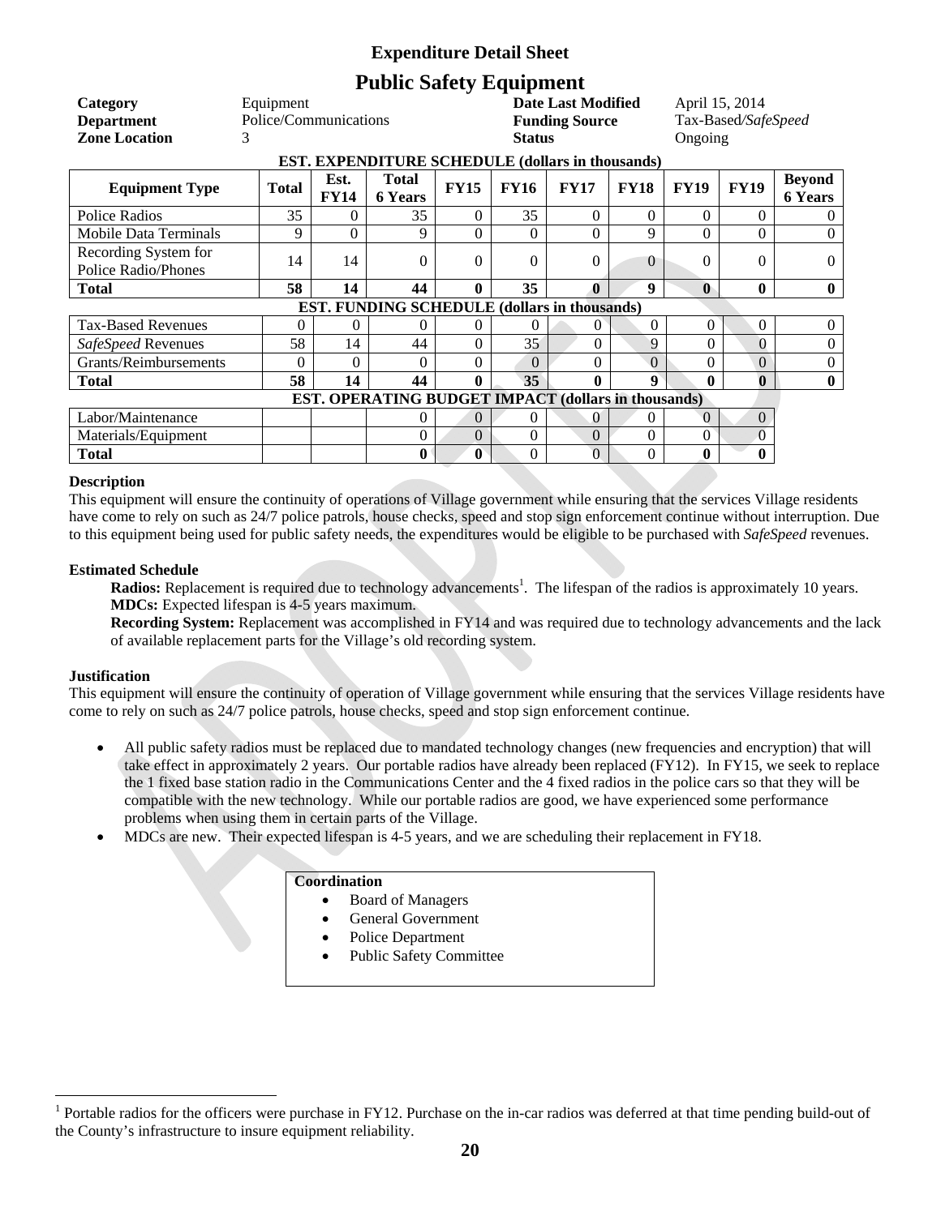## Expenditure Detail Sheet

# Public Safety Equipment

| | | | |
|---|---|---|---|
| **Category** | Equipment | **Date Last Modified** | April 15, 2014 |
| **Department** | Police/Communications | **Funding Source** | Tax-Based/*SafeSpeed* |
| **Zone Location** | 3 | **Status** | Ongoing |

| Equipment Type | Total | Est. FY14 | Total 6 Years | FY15 | FY16 | FY17 | FY18 | FY19 | FY19 | Beyond 6 Years |
|---|---|---|---|---|---|---|---|---|---|---|
| **EST. EXPENDITURE SCHEDULE (dollars in thousands)** | | | | | | | | | | |
| Police Radios | 35 | 0 | 35 | 0 | 35 | 0 | 0 | 0 | 0 | 0 |
| Mobile Data Terminals | 9 | 0 | 9 | 0 | 0 | 0 | 9 | 0 | 0 | 0 |
| Recording System for Police Radio/Phones | 14 | 14 | 0 | 0 | 0 | 0 | 0 | 0 | 0 | 0 |
| **Total** | **58** | **14** | **44** | **0** | **35** | **0** | **9** | **0** | **0** | **0** |
| **EST. FUNDING SCHEDULE (dollars in thousands)** | | | | | | | | | | |
| Tax-Based Revenues | 0 | 0 | 0 | 0 | 0 | 0 | 0 | 0 | 0 | 0 |
| *SafeSpeed* Revenues | 58 | 14 | 44 | 0 | 35 | 0 | 9 | 0 | 0 | 0 |
| Grants/Reimbursements | 0 | 0 | 0 | 0 | 0 | 0 | 0 | 0 | 0 | 0 |
| **Total** | **58** | **14** | **44** | **0** | **35** | **0** | **9** | **0** | **0** | **0** |
| **EST. OPERATING BUDGET IMPACT (dollars in thousands)** | | | | | | | | | | |
| Labor/Maintenance | | | 0 | 0 | 0 | 0 | 0 | 0 | 0 | |
| Materials/Equipment | | | 0 | 0 | 0 | 0 | 0 | 0 | 0 | |
| **Total** | | | **0** | **0** | 0 | 0 | 0 | **0** | **0** | |

**Description**

This equipment will ensure the continuity of operations of Village government while ensuring that the services Village residents have come to rely on such as 24/7 police patrols, house checks, speed and stop sign enforcement continue without interruption. Due to this equipment being used for public safety needs, the expenditures would be eligible to be purchased with *SafeSpeed* revenues.

**Estimated Schedule**

**Radios:** Replacement is required due to technology advancements[1]. The lifespan of the radios is approximately 10 years.
**MDCs:** Expected lifespan is 4-5 years maximum.
**Recording System:** Replacement was accomplished in FY14 and was required due to technology advancements and the lack of available replacement parts for the Village's old recording system.

**Justification**

This equipment will ensure the continuity of operation of Village government while ensuring that the services Village residents have come to rely on such as 24/7 police patrols, house checks, speed and stop sign enforcement continue.

- All public safety radios must be replaced due to mandated technology changes (new frequencies and encryption) that will take effect in approximately 2 years. Our portable radios have already been replaced (FY12). In FY15, we seek to replace the 1 fixed base station radio in the Communications Center and the 4 fixed radios in the police cars so that they will be compatible with the new technology. While our portable radios are good, we have experienced some performance problems when using them in certain parts of the Village.
- MDCs are new. Their expected lifespan is 4-5 years, and we are scheduling their replacement in FY18.

**Coordination**

- Board of Managers
- General Government
- Police Department
- Public Safety Committee

[1] Portable radios for the officers were purchase in FY12. Purchase on the in-car radios was deferred at that time pending build-out of the County's infrastructure to insure equipment reliability.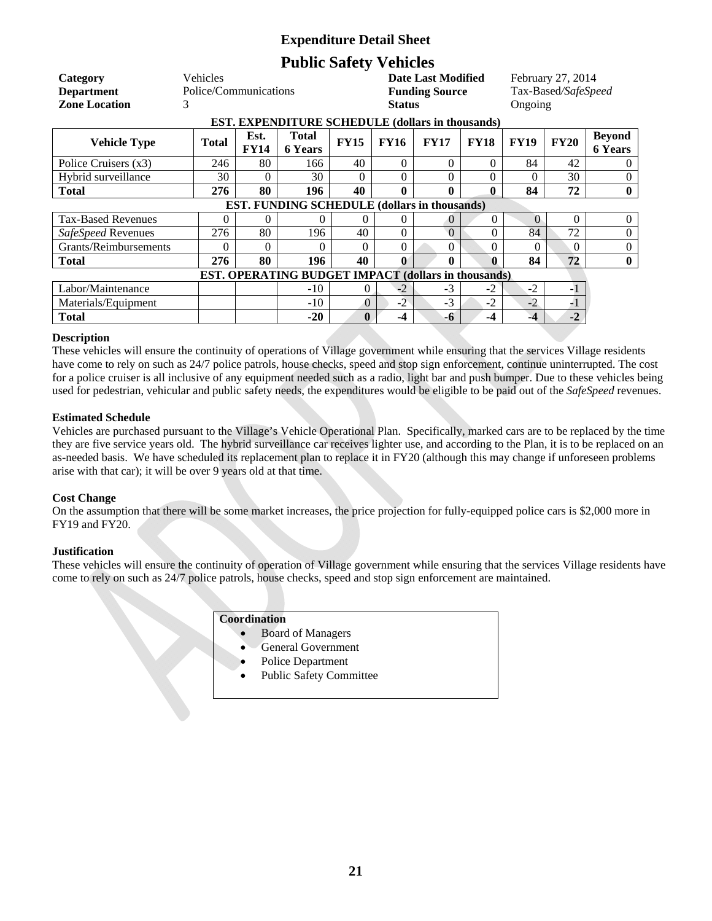# Expenditure Detail Sheet

## Public Safety Vehicles

| | | | |
|---|---|---|---|
| **Category** | Vehicles | **Date Last Modified** | February 27, 2014 |
| **Department** | Police/Communications | **Funding Source** | Tax-Based/*SafeSpeed* |
| **Zone Location** | 3 | **Status** | Ongoing |

**EST. EXPENDITURE SCHEDULE (dollars in thousands)**

| Vehicle Type | Total | Est. FY14 | Total 6 Years | FY15 | FY16 | FY17 | FY18 | FY19 | FY20 | Beyond 6 Years |
|---|---|---|---|---|---|---|---|---|---|---|
| Police Cruisers (x3) | 246 | 80 | 166 | 40 | 0 | 0 | 0 | 84 | 42 | 0 |
| Hybrid surveillance | 30 | 0 | 30 | 0 | 0 | 0 | 0 | 0 | 30 | 0 |
| **Total** | **276** | **80** | **196** | **40** | **0** | **0** | **0** | **84** | **72** | **0** |

**EST. FUNDING SCHEDULE (dollars in thousands)**

| Source | Total | Est. FY14 | Total 6 Years | FY15 | FY16 | FY17 | FY18 | FY19 | FY20 | Beyond 6 Years |
|---|---|---|---|---|---|---|---|---|---|---|
| Tax-Based Revenues | 0 | 0 | 0 | 0 | 0 | 0 | 0 | 0 | 0 | 0 |
| *SafeSpeed* Revenues | 276 | 80 | 196 | 40 | 0 | 0 | 0 | 84 | 72 | 0 |
| Grants/Reimbursements | 0 | 0 | 0 | 0 | 0 | 0 | 0 | 0 | 0 | 0 |
| **Total** | **276** | **80** | **196** | **40** | **0** | **0** | **0** | **84** | **72** | **0** |

**EST. OPERATING BUDGET IMPACT (dollars in thousands)**

| Item | Total | Est. FY14 | Total 6 Years | FY15 | FY16 | FY17 | FY18 | FY19 | FY20 |
|---|---|---|---|---|---|---|---|---|---|
| Labor/Maintenance | | | -10 | 0 | -2 | -3 | -2 | -2 | -1 |
| Materials/Equipment | | | -10 | 0 | -2 | -3 | -2 | -2 | -1 |
| **Total** | | | **-20** | **0** | **-4** | **-6** | **-4** | **-4** | **-2** |

### Description

These vehicles will ensure the continuity of operations of Village government while ensuring that the services Village residents have come to rely on such as 24/7 police patrols, house checks, speed and stop sign enforcement, continue uninterrupted. The cost for a police cruiser is all inclusive of any equipment needed such as a radio, light bar and push bumper. Due to these vehicles being used for pedestrian, vehicular and public safety needs, the expenditures would be eligible to be paid out of the *SafeSpeed* revenues.

### Estimated Schedule

Vehicles are purchased pursuant to the Village's Vehicle Operational Plan. Specifically, marked cars are to be replaced by the time they are five service years old. The hybrid surveillance car receives lighter use, and according to the Plan, it is to be replaced on an as-needed basis. We have scheduled its replacement plan to replace it in FY20 (although this may change if unforeseen problems arise with that car); it will be over 9 years old at that time.

### Cost Change

On the assumption that there will be some market increases, the price projection for fully-equipped police cars is $2,000 more in FY19 and FY20.

### Justification

These vehicles will ensure the continuity of operation of Village government while ensuring that the services Village residents have come to rely on such as 24/7 police patrols, house checks, speed and stop sign enforcement are maintained.

**Coordination**

- Board of Managers
- General Government
- Police Department
- Public Safety Committee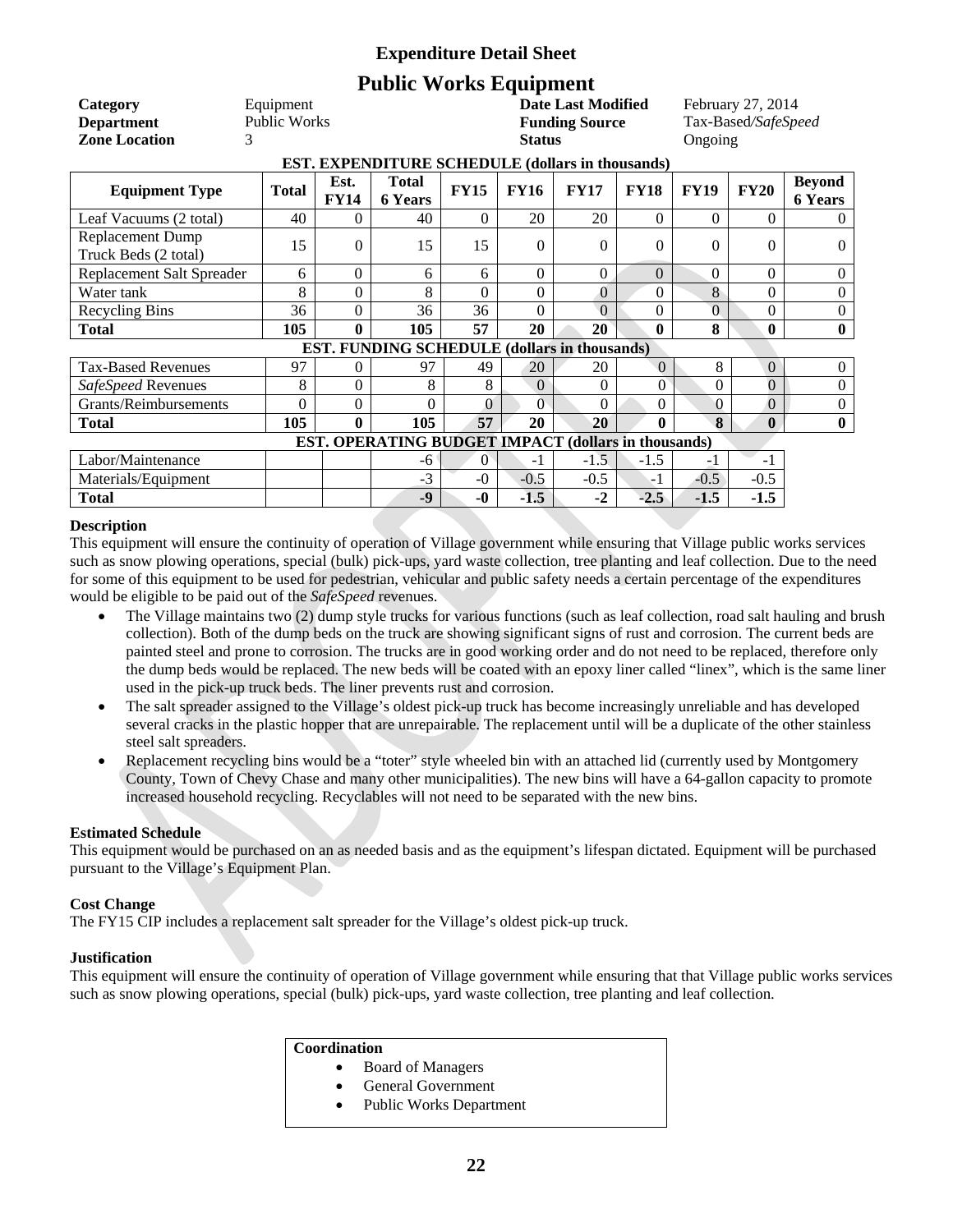# Expenditure Detail Sheet

## Public Works Equipment

| | | | |
|---|---|---|---|
| **Category** | Equipment | **Date Last Modified** | February 27, 2014 |
| **Department** | Public Works | **Funding Source** | Tax-Based/*SafeSpeed* |
| **Zone Location** | 3 | **Status** | Ongoing |

**EST. EXPENDITURE SCHEDULE (dollars in thousands)**

| Equipment Type | Total | Est. FY14 | Total 6 Years | FY15 | FY16 | FY17 | FY18 | FY19 | FY20 | Beyond 6 Years |
|---|---|---|---|---|---|---|---|---|---|---|
| Leaf Vacuums (2 total) | 40 | 0 | 40 | 0 | 20 | 20 | 0 | 0 | 0 | 0 |
| Replacement Dump Truck Beds (2 total) | 15 | 0 | 15 | 15 | 0 | 0 | 0 | 0 | 0 | 0 |
| Replacement Salt Spreader | 6 | 0 | 6 | 6 | 0 | 0 | 0 | 0 | 0 | 0 |
| Water tank | 8 | 0 | 8 | 0 | 0 | 0 | 0 | 8 | 0 | 0 |
| Recycling Bins | 36 | 0 | 36 | 36 | 0 | 0 | 0 | 0 | 0 | 0 |
| **Total** | **105** | **0** | **105** | **57** | **20** | **20** | **0** | **8** | **0** | **0** |

**EST. FUNDING SCHEDULE (dollars in thousands)**

| | Total | Est. FY14 | Total 6 Years | FY15 | FY16 | FY17 | FY18 | FY19 | FY20 | Beyond 6 Years |
|---|---|---|---|---|---|---|---|---|---|---|
| Tax-Based Revenues | 97 | 0 | 97 | 49 | 20 | 20 | 0 | 8 | 0 | 0 |
| *SafeSpeed* Revenues | 8 | 0 | 8 | 8 | 0 | 0 | 0 | 0 | 0 | 0 |
| Grants/Reimbursements | 0 | 0 | 0 | 0 | 0 | 0 | 0 | 0 | 0 | 0 |
| **Total** | **105** | **0** | **105** | **57** | **20** | **20** | **0** | **8** | **0** | **0** |

**EST. OPERATING BUDGET IMPACT (dollars in thousands)**

| | Total | Est. FY14 | Total 6 Years | FY15 | FY16 | FY17 | FY18 | FY19 | FY20 |
|---|---|---|---|---|---|---|---|---|---|
| Labor/Maintenance | | | -6 | 0 | -1 | -1.5 | -1.5 | -1 | -1 |
| Materials/Equipment | | | -3 | -0 | -0.5 | -0.5 | -1 | -0.5 | -0.5 |
| **Total** | | | **-9** | **-0** | **-1.5** | **-2** | **-2.5** | **-1.5** | **-1.5** |

### Description

This equipment will ensure the continuity of operation of Village government while ensuring that Village public works services such as snow plowing operations, special (bulk) pick-ups, yard waste collection, tree planting and leaf collection. Due to the need for some of this equipment to be used for pedestrian, vehicular and public safety needs a certain percentage of the expenditures would be eligible to be paid out of the *SafeSpeed* revenues.

- The Village maintains two (2) dump style trucks for various functions (such as leaf collection, road salt hauling and brush collection). Both of the dump beds on the truck are showing significant signs of rust and corrosion. The current beds are painted steel and prone to corrosion. The trucks are in good working order and do not need to be replaced, therefore only the dump beds would be replaced. The new beds will be coated with an epoxy liner called "linex", which is the same liner used in the pick-up truck beds. The liner prevents rust and corrosion.
- The salt spreader assigned to the Village's oldest pick-up truck has become increasingly unreliable and has developed several cracks in the plastic hopper that are unrepairable. The replacement until will be a duplicate of the other stainless steel salt spreaders.
- Replacement recycling bins would be a "toter" style wheeled bin with an attached lid (currently used by Montgomery County, Town of Chevy Chase and many other municipalities). The new bins will have a 64-gallon capacity to promote increased household recycling. Recyclables will not need to be separated with the new bins.

### Estimated Schedule

This equipment would be purchased on an as needed basis and as the equipment's lifespan dictated. Equipment will be purchased pursuant to the Village's Equipment Plan.

### Cost Change

The FY15 CIP includes a replacement salt spreader for the Village's oldest pick-up truck.

### Justification

This equipment will ensure the continuity of operation of Village government while ensuring that that Village public works services such as snow plowing operations, special (bulk) pick-ups, yard waste collection, tree planting and leaf collection.

**Coordination**

- Board of Managers
- General Government
- Public Works Department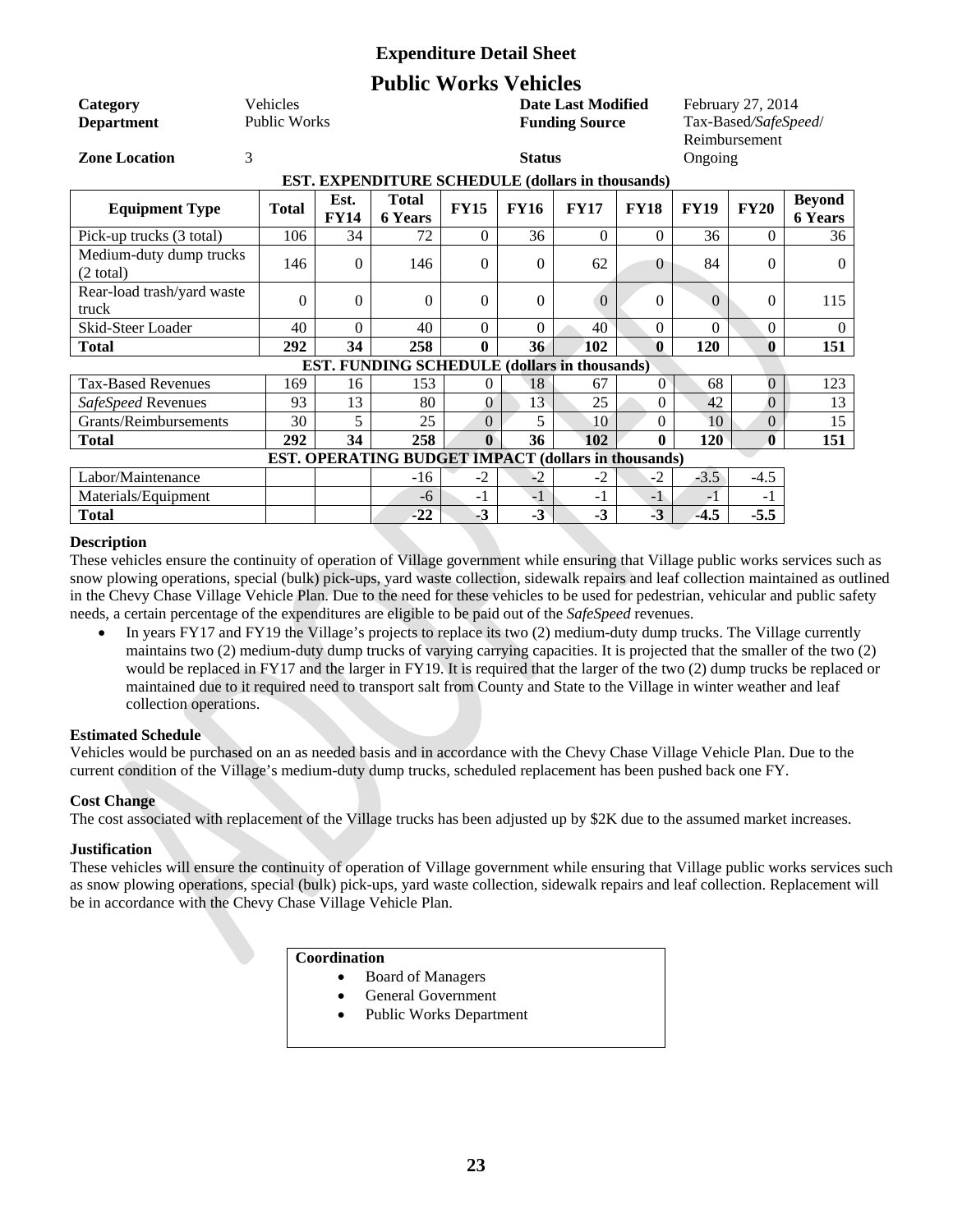# Expenditure Detail Sheet

## Public Works Vehicles

| | | | |
|---|---|---|---|
| **Category** | Vehicles | **Date Last Modified** | February 27, 2014 |
| **Department** | Public Works | **Funding Source** | Tax-Based/*SafeSpeed*/ Reimbursement |
| **Zone Location** | 3 | **Status** | Ongoing |

**EST. EXPENDITURE SCHEDULE (dollars in thousands)**

| Equipment Type | Total | Est. FY14 | Total 6 Years | FY15 | FY16 | FY17 | FY18 | FY19 | FY20 | Beyond 6 Years |
|---|---|---|---|---|---|---|---|---|---|---|
| Pick-up trucks (3 total) | 106 | 34 | 72 | 0 | 36 | 0 | 0 | 36 | 0 | 36 |
| Medium-duty dump trucks (2 total) | 146 | 0 | 146 | 0 | 0 | 62 | 0 | 84 | 0 | 0 |
| Rear-load trash/yard waste truck | 0 | 0 | 0 | 0 | 0 | 0 | 0 | 0 | 0 | 115 |
| Skid-Steer Loader | 40 | 0 | 40 | 0 | 0 | 40 | 0 | 0 | 0 | 0 |
| **Total** | **292** | **34** | **258** | **0** | **36** | **102** | **0** | **120** | **0** | **151** |
| **EST. FUNDING SCHEDULE (dollars in thousands)** | | | | | | | | | | |
| Tax-Based Revenues | 169 | 16 | 153 | 0 | 18 | 67 | 0 | 68 | 0 | 123 |
| *SafeSpeed* Revenues | 93 | 13 | 80 | 0 | 13 | 25 | 0 | 42 | 0 | 13 |
| Grants/Reimbursements | 30 | 5 | 25 | 0 | 5 | 10 | 0 | 10 | 0 | 15 |
| **Total** | **292** | **34** | **258** | **0** | **36** | **102** | **0** | **120** | **0** | **151** |
| **EST. OPERATING BUDGET IMPACT (dollars in thousands)** | | | | | | | | | | |
| Labor/Maintenance | | | -16 | -2 | -2 | -2 | -2 | -3.5 | -4.5 | |
| Materials/Equipment | | | -6 | -1 | -1 | -1 | -1 | -1 | -1 | |
| **Total** | | | **-22** | **-3** | **-3** | **-3** | **-3** | **-4.5** | **-5.5** | |

### Description

These vehicles ensure the continuity of operation of Village government while ensuring that Village public works services such as snow plowing operations, special (bulk) pick-ups, yard waste collection, sidewalk repairs and leaf collection maintained as outlined in the Chevy Chase Village Vehicle Plan. Due to the need for these vehicles to be used for pedestrian, vehicular and public safety needs, a certain percentage of the expenditures are eligible to be paid out of the *SafeSpeed* revenues.

- In years FY17 and FY19 the Village's projects to replace its two (2) medium-duty dump trucks. The Village currently maintains two (2) medium-duty dump trucks of varying carrying capacities. It is projected that the smaller of the two (2) would be replaced in FY17 and the larger in FY19. It is required that the larger of the two (2) dump trucks be replaced or maintained due to it required need to transport salt from County and State to the Village in winter weather and leaf collection operations.

### Estimated Schedule

Vehicles would be purchased on an as needed basis and in accordance with the Chevy Chase Village Vehicle Plan. Due to the current condition of the Village's medium-duty dump trucks, scheduled replacement has been pushed back one FY.

### Cost Change

The cost associated with replacement of the Village trucks has been adjusted up by $2K due to the assumed market increases.

### Justification

These vehicles will ensure the continuity of operation of Village government while ensuring that Village public works services such as snow plowing operations, special (bulk) pick-ups, yard waste collection, sidewalk repairs and leaf collection. Replacement will be in accordance with the Chevy Chase Village Vehicle Plan.

**Coordination**

- Board of Managers
- General Government
- Public Works Department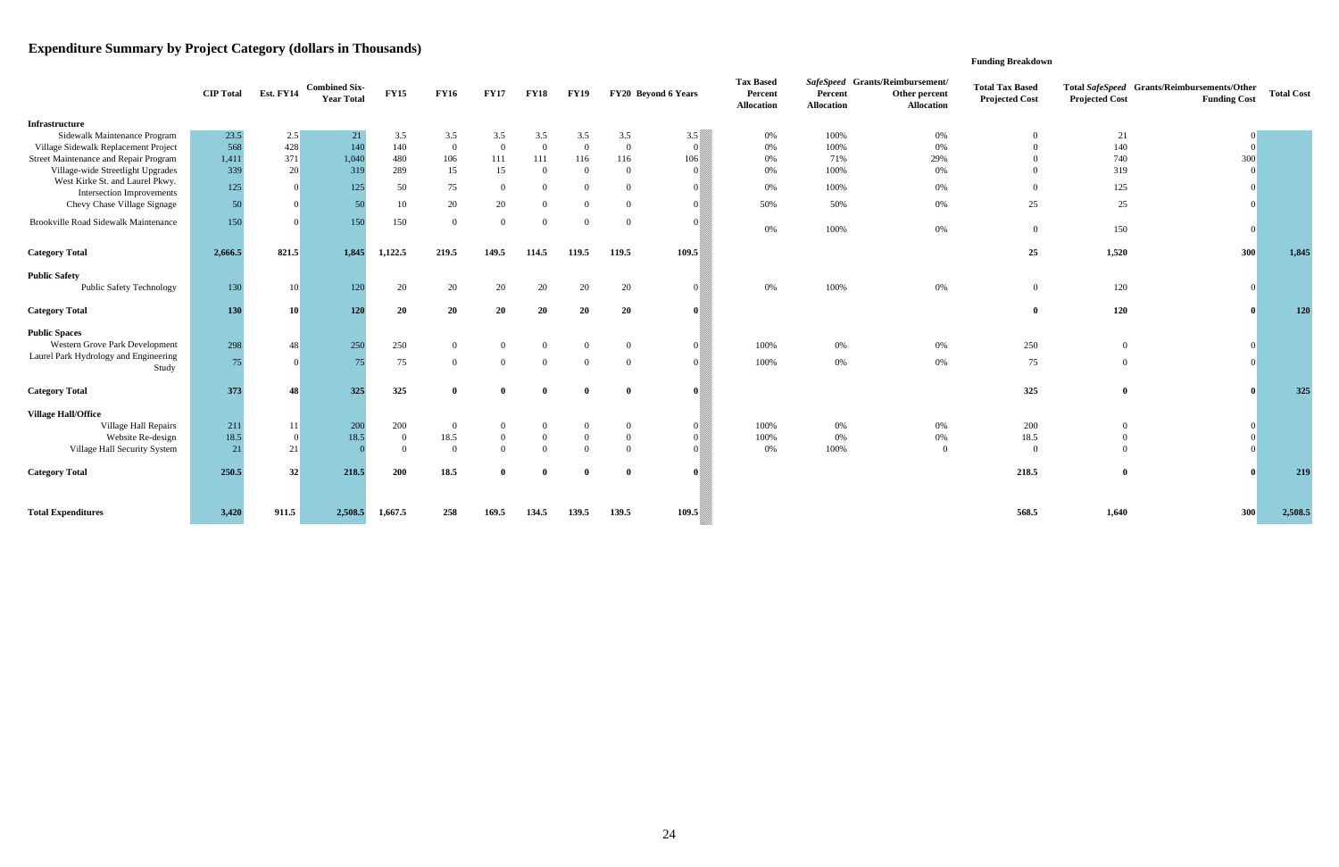## Expenditure Summary by Project Category (dollars in Thousands)

| | CIP Total | Est. FY14 | Combined Six-Year Total | FY15 | FY16 | FY17 | FY18 | FY19 | FY20 | Beyond 6 Years | Tax Based Percent Allocation | *SafeSpeed* Percent Allocation | Grants/Reimbursement/ Other percent Allocation | Total Tax Based Projected Cost | Total *SafeSpeed* Projected Cost | Grants/Reimbursements/Other Funding Cost | Total Cost |
|---|---|---|---|---|---|---|---|---|---|---|---|---|---|---|---|---|---|
| | | | | | | | | | | | | | | **Funding Breakdown** | | | |
| **Infrastructure** | | | | | | | | | | | | | | | | | |
| Sidewalk Maintenance Program | 23.5 | 2.5 | 21 | 3.5 | 3.5 | 3.5 | 3.5 | 3.5 | 3.5 | 3.5 | 0% | 100% | 0% | 0 | 21 | 0 | |
| Village Sidewalk Replacement Project | 568 | 428 | 140 | 140 | 0 | 0 | 0 | 0 | 0 | 0 | 0% | 100% | 0% | 0 | 140 | 0 | |
| Street Maintenance and Repair Program | 1,411 | 371 | 1,040 | 480 | 106 | 111 | 111 | 116 | 116 | 106 | 0% | 71% | 29% | 0 | 740 | 300 | |
| Village-wide Streetlight Upgrades | 339 | 20 | 319 | 289 | 15 | 15 | 0 | 0 | 0 | 0 | 0% | 100% | 0% | 0 | 319 | 0 | |
| West Kirke St. and Laurel Pkwy. Intersection Improvements | 125 | 0 | 125 | 50 | 75 | 0 | 0 | 0 | 0 | 0 | 0% | 100% | 0% | 0 | 125 | 0 | |
| Chevy Chase Village Signage | 50 | 0 | 50 | 10 | 20 | 20 | 0 | 0 | 0 | 0 | 50% | 50% | 0% | 25 | 25 | 0 | |
| Brookville Road Sidewalk Maintenance | 150 | 0 | 150 | 150 | 0 | 0 | 0 | 0 | 0 | 0 | 0% | 100% | 0% | 0 | 150 | 0 | |
| **Category Total** | **2,666.5** | **821.5** | **1,845** | **1,122.5** | **219.5** | **149.5** | **114.5** | **119.5** | **119.5** | **109.5** | | | | **25** | **1,520** | **300** | **1,845** |
| **Public Safety** | | | | | | | | | | | | | | | | | |
| Public Safety Technology | 130 | 10 | 120 | 20 | 20 | 20 | 20 | 20 | 20 | 0 | 0% | 100% | 0% | 0 | 120 | 0 | |
| **Category Total** | **130** | **10** | **120** | **20** | **20** | **20** | **20** | **20** | **20** | **0** | | | | **0** | **120** | **0** | **120** |
| **Public Spaces** | | | | | | | | | | | | | | | | | |
| Western Grove Park Development | 298 | 48 | 250 | 250 | 0 | 0 | 0 | 0 | 0 | 0 | 100% | 0% | 0% | 250 | 0 | 0 | |
| Laurel Park Hydrology and Engineering Study | 75 | 0 | 75 | 75 | 0 | 0 | 0 | 0 | 0 | 0 | 100% | 0% | 0% | 75 | 0 | 0 | |
| **Category Total** | **373** | **48** | **325** | **325** | **0** | **0** | **0** | **0** | **0** | **0** | | | | **325** | **0** | **0** | **325** |
| **Village Hall/Office** | | | | | | | | | | | | | | | | | |
| Village Hall Repairs | 211 | 11 | 200 | 200 | 0 | 0 | 0 | 0 | 0 | 0 | 100% | 0% | 0% | 200 | 0 | 0 | |
| Website Re-design | 18.5 | 0 | 18.5 | 0 | 18.5 | 0 | 0 | 0 | 0 | 0 | 100% | 0% | 0% | 18.5 | 0 | 0 | |
| Village Hall Security System | 21 | 21 | 0 | 0 | 0 | 0 | 0 | 0 | 0 | 0 | 0% | 100% | 0 | 0 | 0 | 0 | |
| **Category Total** | **250.5** | **32** | **218.5** | **200** | **18.5** | **0** | **0** | **0** | **0** | **0** | | | | **218.5** | **0** | **0** | **219** |
| **Total Expenditures** | **3,420** | **911.5** | **2,508.5** | **1,667.5** | **258** | **169.5** | **134.5** | **139.5** | **139.5** | **109.5** | | | | **568.5** | **1,640** | **300** | **2,508.5** |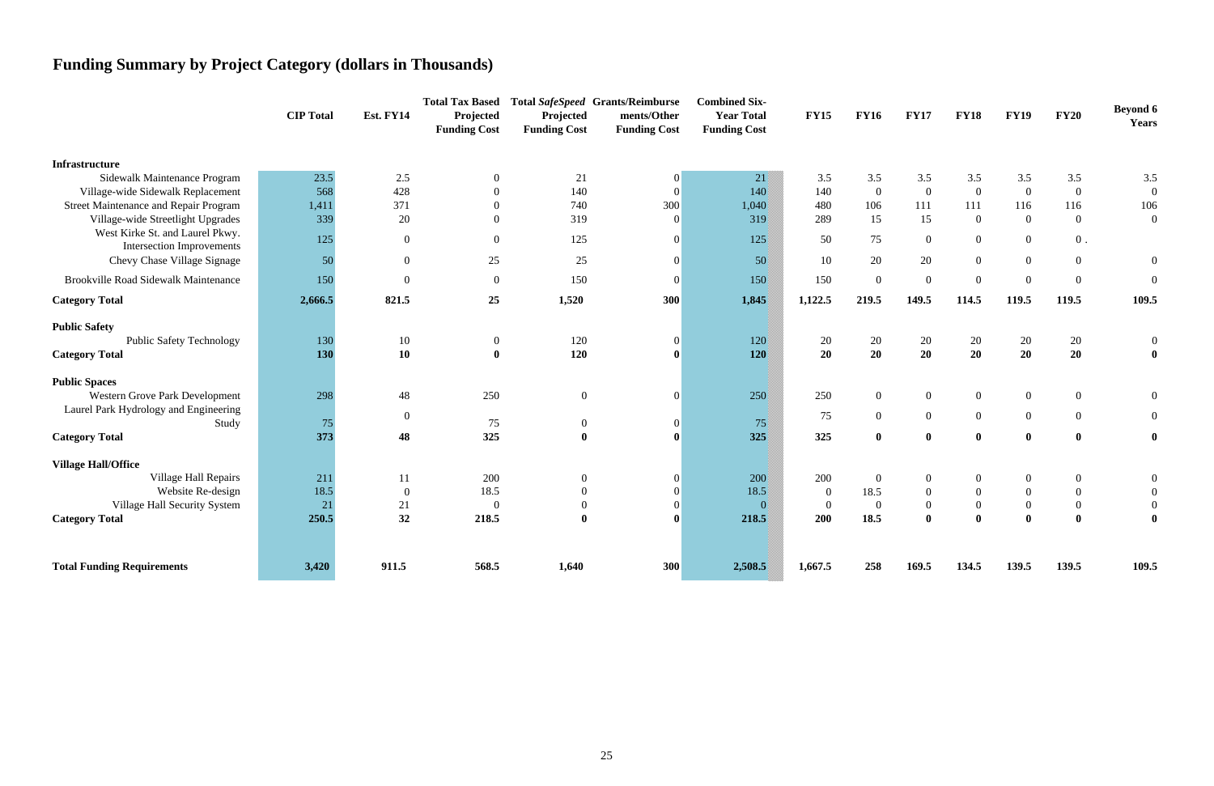## Funding Summary by Project Category (dollars in Thousands)

| | CIP Total | Est. FY14 | Total Tax Based Projected Funding Cost | Total *SafeSpeed* Projected Funding Cost | Grants/Reimbursements/Other Funding Cost | Combined Six-Year Total Funding Cost | FY15 | FY16 | FY17 | FY18 | FY19 | FY20 | Beyond 6 Years |
|---|---|---|---|---|---|---|---|---|---|---|---|---|---|
| **Infrastructure** | | | | | | | | | | | | | |
| Sidewalk Maintenance Program | 23.5 | 2.5 | 0 | 21 | 0 | 21 | 3.5 | 3.5 | 3.5 | 3.5 | 3.5 | 3.5 | 3.5 |
| Village-wide Sidewalk Replacement | 568 | 428 | 0 | 140 | 0 | 140 | 140 | 0 | 0 | 0 | 0 | 0 | 0 |
| Street Maintenance and Repair Program | 1,411 | 371 | 0 | 740 | 300 | 1,040 | 480 | 106 | 111 | 111 | 116 | 116 | 106 |
| Village-wide Streetlight Upgrades | 339 | 20 | 0 | 319 | 0 | 319 | 289 | 15 | 15 | 0 | 0 | 0 | 0 |
| West Kirke St. and Laurel Pkwy. Intersection Improvements | 125 | 0 | 0 | 125 | 0 | 125 | 50 | 75 | 0 | 0 | 0 | 0 . | |
| Chevy Chase Village Signage | 50 | 0 | 25 | 25 | 0 | 50 | 10 | 20 | 20 | 0 | 0 | 0 | 0 |
| Brookville Road Sidewalk Maintenance | 150 | 0 | 0 | 150 | 0 | 150 | 150 | 0 | 0 | 0 | 0 | 0 | 0 |
| **Category Total** | **2,666.5** | **821.5** | **25** | **1,520** | **300** | **1,845** | **1,122.5** | **219.5** | **149.5** | **114.5** | **119.5** | **119.5** | **109.5** |
| **Public Safety** | | | | | | | | | | | | | |
| Public Safety Technology | 130 | 10 | 0 | 120 | 0 | 120 | 20 | 20 | 20 | 20 | 20 | 20 | 0 |
| **Category Total** | **130** | **10** | **0** | **120** | **0** | **120** | **20** | **20** | **20** | **20** | **20** | **20** | **0** |
| **Public Spaces** | | | | | | | | | | | | | |
| Western Grove Park Development | 298 | 48 | 250 | 0 | 0 | 250 | 250 | 0 | 0 | 0 | 0 | 0 | 0 |
| Laurel Park Hydrology and Engineering Study | 75 | 0 | 75 | 0 | 0 | 75 | 75 | 0 | 0 | 0 | 0 | 0 | 0 |
| **Category Total** | **373** | **48** | **325** | **0** | **0** | **325** | **325** | **0** | **0** | **0** | **0** | **0** | **0** |
| **Village Hall/Office** | | | | | | | | | | | | | |
| Village Hall Repairs | 211 | 11 | 200 | 0 | 0 | 200 | 200 | 0 | 0 | 0 | 0 | 0 | 0 |
| Website Re-design | 18.5 | 0 | 18.5 | 0 | 0 | 18.5 | 0 | 18.5 | 0 | 0 | 0 | 0 | 0 |
| Village Hall Security System | 21 | 21 | 0 | 0 | 0 | 0 | 0 | 0 | 0 | 0 | 0 | 0 | 0 |
| **Category Total** | **250.5** | **32** | **218.5** | **0** | **0** | **218.5** | **200** | **18.5** | **0** | **0** | **0** | **0** | **0** |
| **Total Funding Requirements** | **3,420** | **911.5** | **568.5** | **1,640** | **300** | **2,508.5** | **1,667.5** | **258** | **169.5** | **134.5** | **139.5** | **139.5** | **109.5** |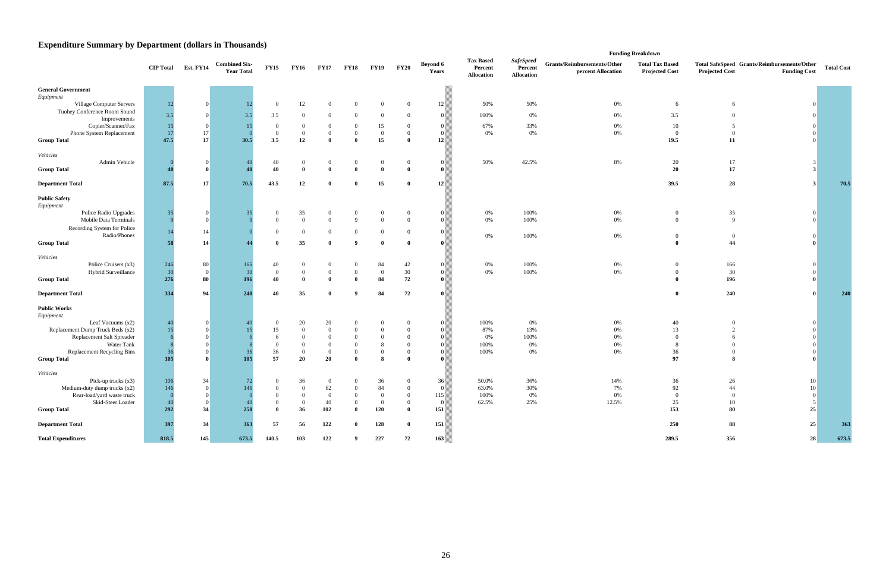# Expenditure Summary by Department (dollars in Thousands)

| | CIP Total | Est. FY14 | Combined Six-Year Total | FY15 | FY16 | FY17 | FY18 | FY19 | FY20 | Beyond 6 Years | Tax Based Percent Allocation | *SafeSpeed* Percent Allocation | Grants/Reimbursements/Other percent Allocation | Total Tax Based Projected Cost | Total SafeSpeed Projected Cost | Grants/Reimbursements/Other Funding Cost | Total Cost |
|---|---|---|---|---|---|---|---|---|---|---|---|---|---|---|---|---|---|
| | | | | | | | | | | | | | **Funding Breakdown** | | | | |
| **General Government** | | | | | | | | | | | | | | | | | |
| *Equipment* | | | | | | | | | | | | | | | | | |
| Village Computer Servers | 12 | 0 | 12 | 0 | 12 | 0 | 0 | 0 | 0 | 12 | 50% | 50% | 0% | 6 | 6 | 0 | |
| Tuohey Conference Room Sound Improvements | 3.5 | 0 | 3.5 | 3.5 | 0 | 0 | 0 | 0 | 0 | 0 | 100% | 0% | 0% | 3.5 | 0 | 0 | |
| Copier/Scanner/Fax | 15 | 0 | 15 | 0 | 0 | 0 | 0 | 15 | 0 | 0 | 67% | 33% | 0% | 10 | 5 | 0 | |
| Phone System Replacement | 17 | 17 | 0 | 0 | 0 | 0 | 0 | 0 | 0 | 0 | 0% | 0% | 0% | 0 | 0 | 0 | |
| **Group Total** | **47.5** | **17** | **30.5** | **3.5** | **12** | **0** | **0** | **15** | **0** | **12** | | | | **19.5** | **11** | 0 | |
| *Vehicles* | | | | | | | | | | | | | | | | | |
| Admin Vehicle | 0 | 0 | 40 | 40 | 0 | 0 | 0 | 0 | 0 | 0 | 50% | 42.5% | 8% | 20 | 17 | 3 | |
| **Group Total** | **40** | **0** | **40** | **40** | **0** | **0** | **0** | **0** | **0** | **0** | | | | **20** | **17** | **3** | |
| **Department Total** | **87.5** | **17** | **70.5** | **43.5** | **12** | **0** | **0** | **15** | **0** | **12** | | | | **39.5** | **28** | **3** | **70.5** |
| **Public Safety** | | | | | | | | | | | | | | | | | |
| *Equipment* | | | | | | | | | | | | | | | | | |
| Police Radio Upgrades | 35 | 0 | 35 | 0 | 35 | 0 | 0 | 0 | 0 | 0 | 0% | 100% | 0% | 0 | 35 | 0 | |
| Mobile Data Terminals | 9 | 0 | 9 | 0 | 0 | 0 | 9 | 0 | 0 | 0 | 0% | 100% | 0% | 0 | 9 | 0 | |
| Recording System for Police Radio/Phones | 14 | 14 | 0 | 0 | 0 | 0 | 0 | 0 | 0 | 0 | 0% | 100% | 0% | 0 | 0 | 0 | |
| **Group Total** | **58** | **14** | **44** | **0** | **35** | **0** | **9** | **0** | **0** | **0** | | | | **0** | **44** | **0** | |
| *Vehicles* | | | | | | | | | | | | | | | | | |
| Police Cruisers (x3) | 246 | 80 | 166 | 40 | 0 | 0 | 0 | 84 | 42 | 0 | 0% | 100% | 0% | 0 | 166 | 0 | |
| Hybrid Surveillance | 30 | 0 | 30 | 0 | 0 | 0 | 0 | 0 | 30 | 0 | 0% | 100% | 0% | 0 | 30 | 0 | |
| **Group Total** | **276** | **80** | **196** | **40** | **0** | **0** | **0** | **84** | **72** | **0** | | | | **0** | **196** | **0** | |
| **Department Total** | **334** | **94** | **240** | **40** | **35** | **0** | **9** | **84** | **72** | **0** | | | | **0** | **240** | **0** | **240** |
| **Public Works** | | | | | | | | | | | | | | | | | |
| *Equipment* | | | | | | | | | | | | | | | | | |
| Leaf Vacuums (x2) | 40 | 0 | 40 | 0 | 20 | 20 | 0 | 0 | 0 | 0 | 100% | 0% | 0% | 40 | 0 | 0 | |
| Replacement Dump Truck Beds (x2) | 15 | 0 | 15 | 15 | 0 | 0 | 0 | 0 | 0 | 0 | 87% | 13% | 0% | 13 | 2 | 0 | |
| Replacement Salt Spreader | 6 | 0 | 6 | 6 | 0 | 0 | 0 | 0 | 0 | 0 | 0% | 100% | 0% | 0 | 6 | 0 | |
| Water Tank | 8 | 0 | 8 | 0 | 0 | 0 | 0 | 8 | 0 | 0 | 100% | 0% | 0% | 8 | 0 | 0 | |
| Replacement Recycling Bins | 36 | 0 | 36 | 36 | 0 | 0 | 0 | 0 | 0 | 0 | 100% | 0% | 0% | 36 | 0 | 0 | |
| **Group Total** | **105** | **0** | **105** | **57** | **20** | **20** | **0** | **8** | **0** | **0** | | | | **97** | **8** | **0** | |
| *Vehicles* | | | | | | | | | | | | | | | | | |
| Pick-up trucks (x3) | 106 | 34 | 72 | 0 | 36 | 0 | 0 | 36 | 0 | 36 | 50.0% | 36% | 14% | 36 | 26 | 10 | |
| Medium-duty dump trucks (x2) | 146 | 0 | 146 | 0 | 0 | 62 | 0 | 84 | 0 | 0 | 63.0% | 30% | 7% | 92 | 44 | 10 | |
| Rear-load/yard waste truck | 0 | 0 | 0 | 0 | 0 | 0 | 0 | 0 | 0 | 115 | 100% | 0% | 0% | 0 | 0 | 0 | |
| Skid-Steer Loader | 40 | 0 | 40 | 0 | 0 | 40 | 0 | 0 | 0 | 0 | 62.5% | 25% | 12.5% | 25 | 10 | 5 | |
| **Group Total** | **292** | **34** | **258** | **0** | **36** | **102** | **0** | **120** | **0** | **151** | | | | **153** | **80** | **25** | |
| **Department Total** | **397** | **34** | **363** | **57** | **56** | **122** | **0** | **128** | **0** | **151** | | | | **250** | **88** | **25** | **363** |
| **Total Expenditures** | **818.5** | **145** | **673.5** | **140.5** | **103** | **122** | **9** | **227** | **72** | **163** | | | | **289.5** | **356** | **28** | **673.5** |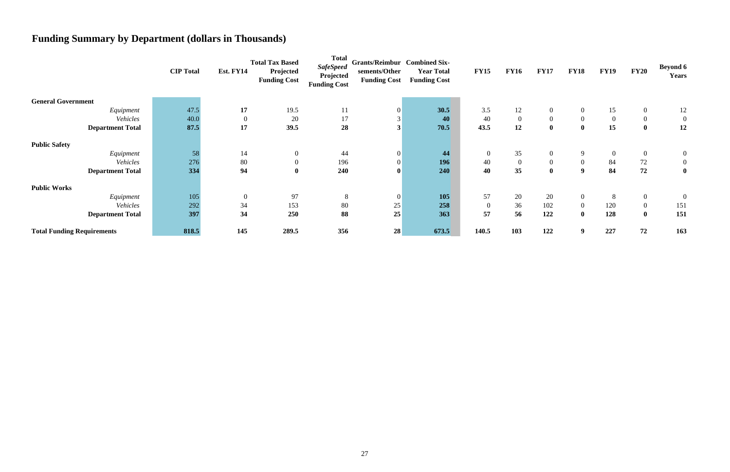## Funding Summary by Department (dollars in Thousands)

| | CIP Total | Est. FY14 | Total Tax Based Projected Funding Cost | Total *SafeSpeed* Projected Funding Cost | Grants/Reimbursements/Other Funding Cost | Combined Six-Year Total Funding Cost | FY15 | FY16 | FY17 | FY18 | FY19 | FY20 | Beyond 6 Years |
|---|---|---|---|---|---|---|---|---|---|---|---|---|---|
| **General Government** | | | | | | | | | | | | | |
| *Equipment* | 47.5 | **17** | 19.5 | 11 | 0 | **30.5** | 3.5 | 12 | 0 | 0 | 15 | 0 | 12 |
| *Vehicles* | 40.0 | 0 | 20 | 17 | 3 | **40** | 40 | 0 | 0 | 0 | 0 | 0 | 0 |
| **Department Total** | **87.5** | **17** | **39.5** | **28** | **3** | **70.5** | **43.5** | **12** | **0** | **0** | **15** | **0** | **12** |
| **Public Safety** | | | | | | | | | | | | | |
| *Equipment* | 58 | 14 | 0 | 44 | 0 | **44** | 0 | 35 | 0 | 9 | 0 | 0 | 0 |
| *Vehicles* | 276 | 80 | 0 | 196 | 0 | **196** | 40 | 0 | 0 | 0 | 84 | 72 | 0 |
| **Department Total** | **334** | **94** | **0** | **240** | **0** | **240** | **40** | **35** | **0** | **9** | **84** | **72** | **0** |
| **Public Works** | | | | | | | | | | | | | |
| *Equipment* | 105 | 0 | 97 | 8 | 0 | **105** | 57 | 20 | 20 | 0 | 8 | 0 | 0 |
| *Vehicles* | 292 | 34 | 153 | 80 | 25 | **258** | 0 | 36 | 102 | 0 | 120 | 0 | 151 |
| **Department Total** | **397** | **34** | **250** | **88** | **25** | **363** | **57** | **56** | **122** | **0** | **128** | **0** | **151** |
| **Total Funding Requirements** | **818.5** | **145** | **289.5** | **356** | **28** | **673.5** | **140.5** | **103** | **122** | **9** | **227** | **72** | **163** |